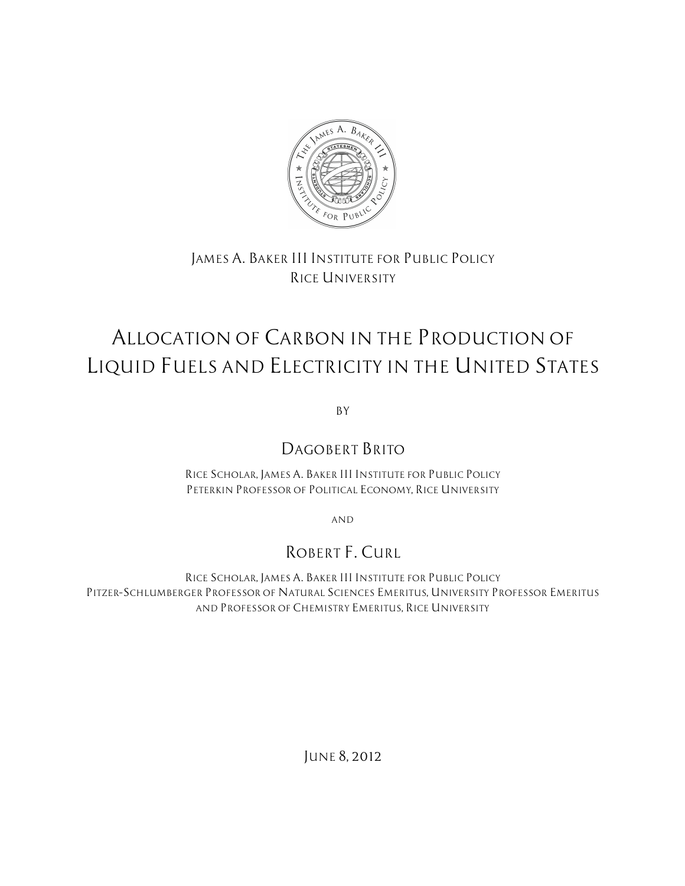James A. Baker III Institute for Public Policy
Rice University

# Allocation of Carbon in the Production of Liquid Fuels and Electricity in the United States

By

## Dagobert Brito

Rice Scholar, James A. Baker III Institute for Public Policy
Peterkin Professor of Political Economy, Rice University

and

## Robert F. Curl

Rice Scholar, James A. Baker III Institute for Public Policy
Pitzer-Schlumberger Professor of Natural Sciences Emeritus, University Professor Emeritus and Professor of Chemistry Emeritus, Rice University

June 8, 2012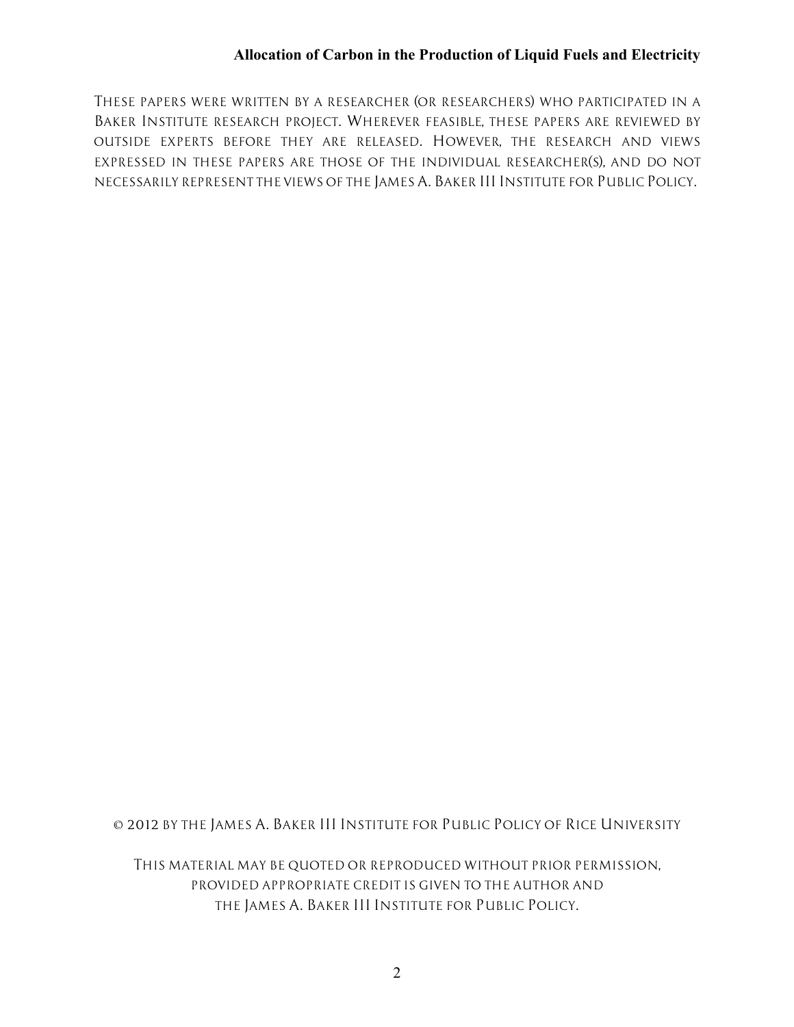These papers were written by a researcher (or researchers) who participated in a Baker Institute research project. Wherever feasible, these papers are reviewed by outside experts before they are released. However, the research and views expressed in these papers are those of the individual researcher(s), and do not necessarily represent the views of the James A. Baker III Institute for Public Policy.

© 2012 by the James A. Baker III Institute for Public Policy of Rice University

This material may be quoted or reproduced without prior permission, provided appropriate credit is given to the author and the James A. Baker III Institute for Public Policy.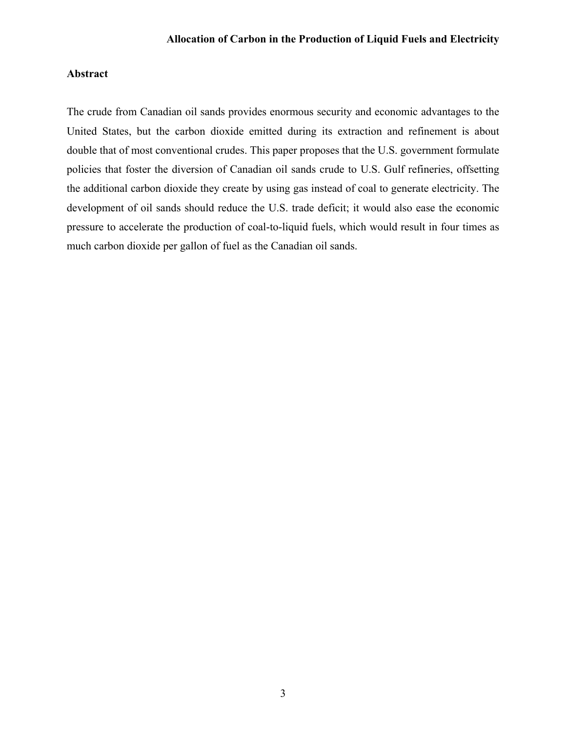## Abstract

The crude from Canadian oil sands provides enormous security and economic advantages to the United States, but the carbon dioxide emitted during its extraction and refinement is about double that of most conventional crudes. This paper proposes that the U.S. government formulate policies that foster the diversion of Canadian oil sands crude to U.S. Gulf refineries, offsetting the additional carbon dioxide they create by using gas instead of coal to generate electricity. The development of oil sands should reduce the U.S. trade deficit; it would also ease the economic pressure to accelerate the production of coal-to-liquid fuels, which would result in four times as much carbon dioxide per gallon of fuel as the Canadian oil sands.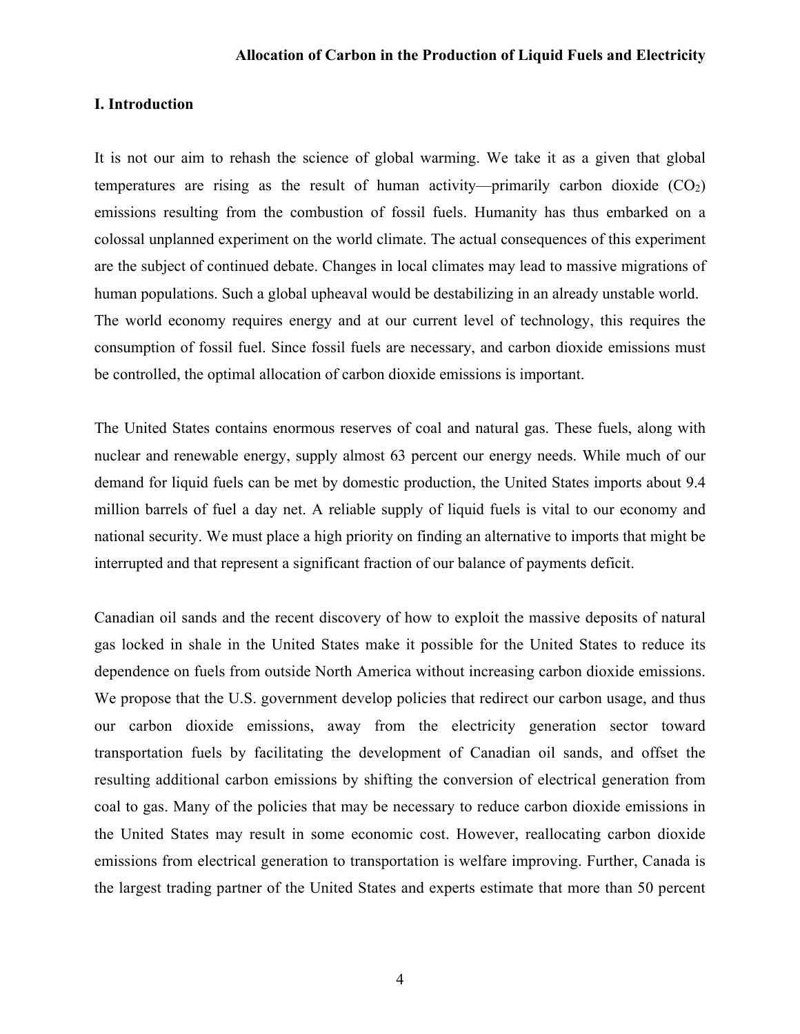## I. Introduction

It is not our aim to rehash the science of global warming. We take it as a given that global temperatures are rising as the result of human activity—primarily carbon dioxide ($CO_2$) emissions resulting from the combustion of fossil fuels. Humanity has thus embarked on a colossal unplanned experiment on the world climate. The actual consequences of this experiment are the subject of continued debate. Changes in local climates may lead to massive migrations of human populations. Such a global upheaval would be destabilizing in an already unstable world. The world economy requires energy and at our current level of technology, this requires the consumption of fossil fuel. Since fossil fuels are necessary, and carbon dioxide emissions must be controlled, the optimal allocation of carbon dioxide emissions is important.

The United States contains enormous reserves of coal and natural gas. These fuels, along with nuclear and renewable energy, supply almost 63 percent our energy needs. While much of our demand for liquid fuels can be met by domestic production, the United States imports about 9.4 million barrels of fuel a day net. A reliable supply of liquid fuels is vital to our economy and national security. We must place a high priority on finding an alternative to imports that might be interrupted and that represent a significant fraction of our balance of payments deficit.

Canadian oil sands and the recent discovery of how to exploit the massive deposits of natural gas locked in shale in the United States make it possible for the United States to reduce its dependence on fuels from outside North America without increasing carbon dioxide emissions. We propose that the U.S. government develop policies that redirect our carbon usage, and thus our carbon dioxide emissions, away from the electricity generation sector toward transportation fuels by facilitating the development of Canadian oil sands, and offset the resulting additional carbon emissions by shifting the conversion of electrical generation from coal to gas. Many of the policies that may be necessary to reduce carbon dioxide emissions in the United States may result in some economic cost. However, reallocating carbon dioxide emissions from electrical generation to transportation is welfare improving. Further, Canada is the largest trading partner of the United States and experts estimate that more than 50 percent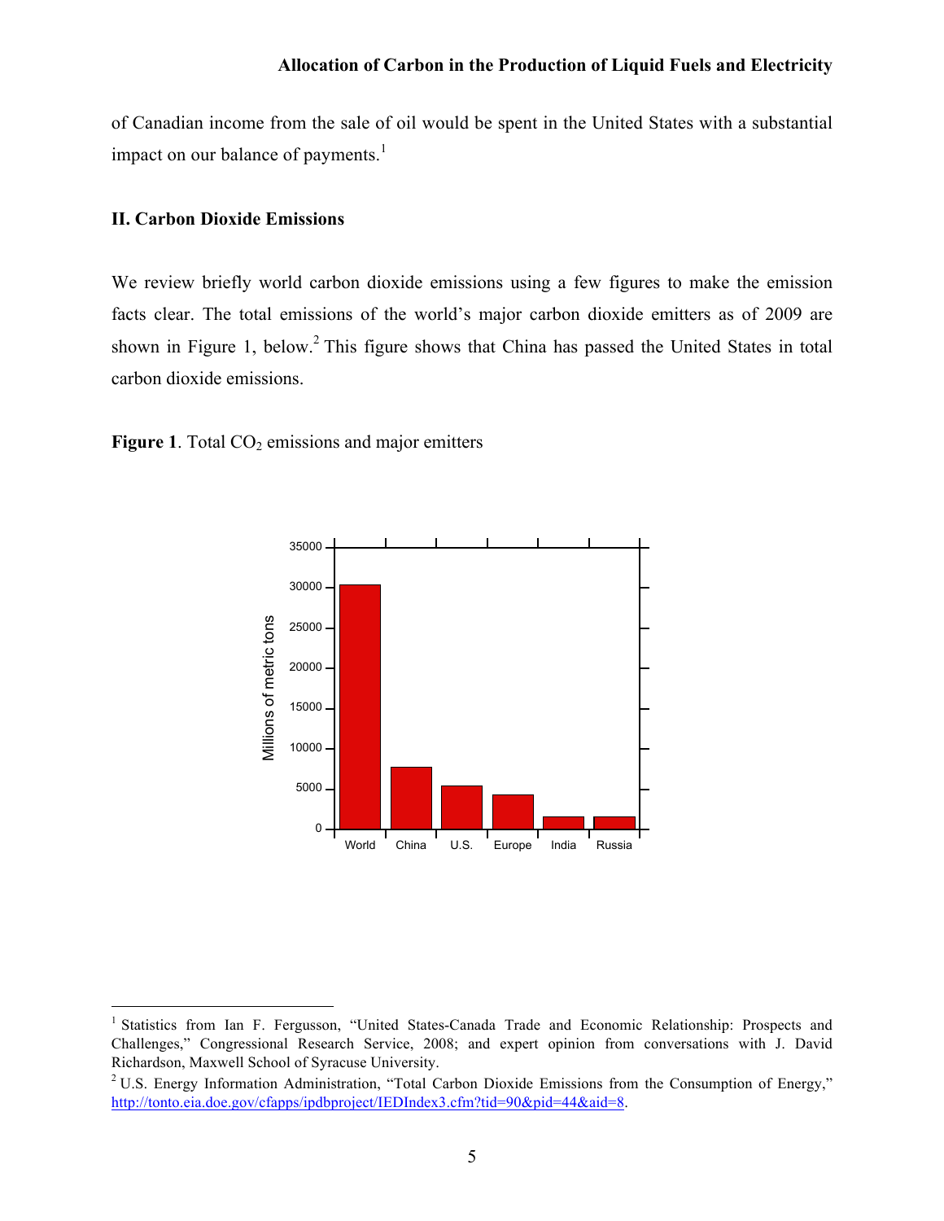of Canadian income from the sale of oil would be spent in the United States with a substantial impact on our balance of payments.[1]

## II. Carbon Dioxide Emissions

We review briefly world carbon dioxide emissions using a few figures to make the emission facts clear. The total emissions of the world's major carbon dioxide emitters as of 2009 are shown in Figure 1, below.[2] This figure shows that China has passed the United States in total carbon dioxide emissions.

**Figure 1**. Total $CO_2$ emissions and major emitters

---

[1] Statistics from Ian F. Fergusson, "United States-Canada Trade and Economic Relationship: Prospects and Challenges," Congressional Research Service, 2008; and expert opinion from conversations with J. David Richardson, Maxwell School of Syracuse University.

[2] U.S. Energy Information Administration, "Total Carbon Dioxide Emissions from the Consumption of Energy," http://tonto.eia.doe.gov/cfapps/ipdbproject/IEDIndex3.cfm?tid=90&pid=44&aid=8.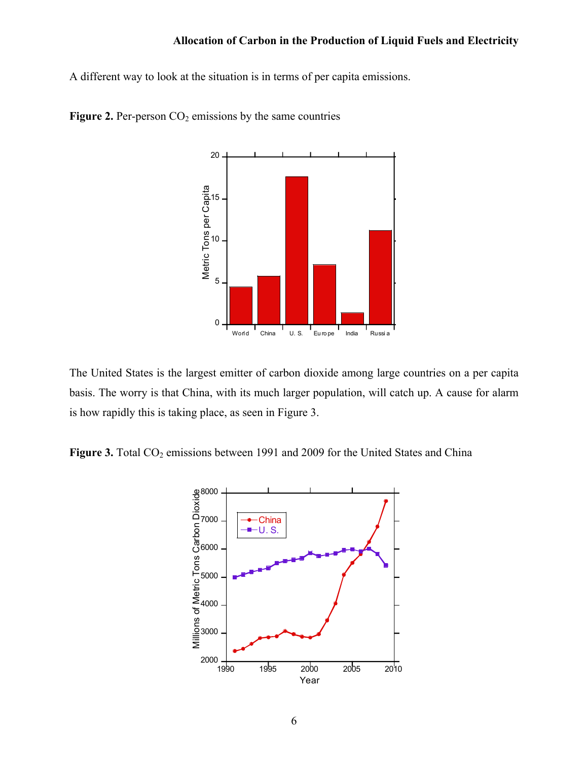A different way to look at the situation is in terms of per capita emissions.

**Figure 2.** Per-person $CO_2$ emissions by the same countries

The United States is the largest emitter of carbon dioxide among large countries on a per capita basis. The worry is that China, with its much larger population, will catch up. A cause for alarm is how rapidly this is taking place, as seen in Figure 3.

**Figure 3.** Total $CO_2$ emissions between 1991 and 2009 for the United States and China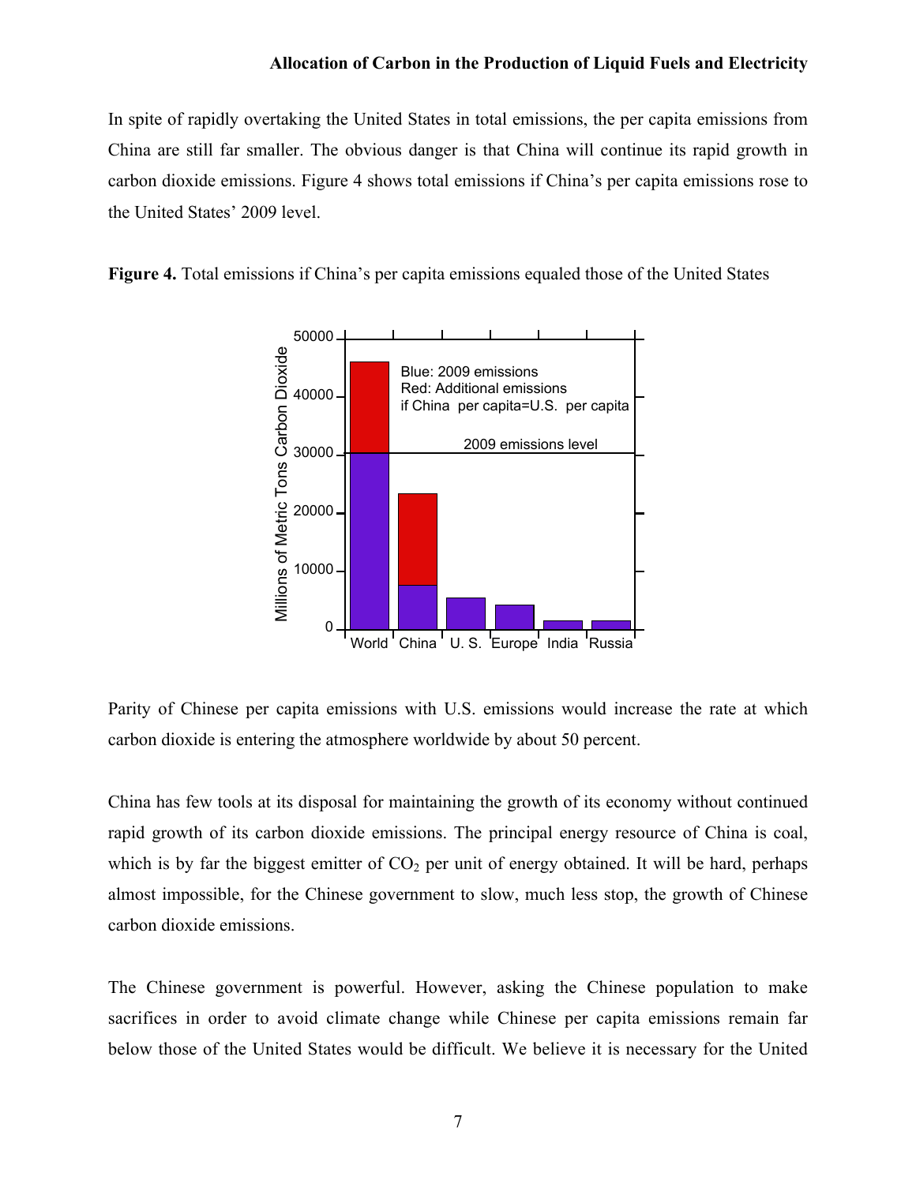In spite of rapidly overtaking the United States in total emissions, the per capita emissions from China are still far smaller. The obvious danger is that China will continue its rapid growth in carbon dioxide emissions. Figure 4 shows total emissions if China's per capita emissions rose to the United States' 2009 level.

**Figure 4.** Total emissions if China's per capita emissions equaled those of the United States

Parity of Chinese per capita emissions with U.S. emissions would increase the rate at which carbon dioxide is entering the atmosphere worldwide by about 50 percent.

China has few tools at its disposal for maintaining the growth of its economy without continued rapid growth of its carbon dioxide emissions. The principal energy resource of China is coal, which is by far the biggest emitter of $CO_2$ per unit of energy obtained. It will be hard, perhaps almost impossible, for the Chinese government to slow, much less stop, the growth of Chinese carbon dioxide emissions.

The Chinese government is powerful. However, asking the Chinese population to make sacrifices in order to avoid climate change while Chinese per capita emissions remain far below those of the United States would be difficult. We believe it is necessary for the United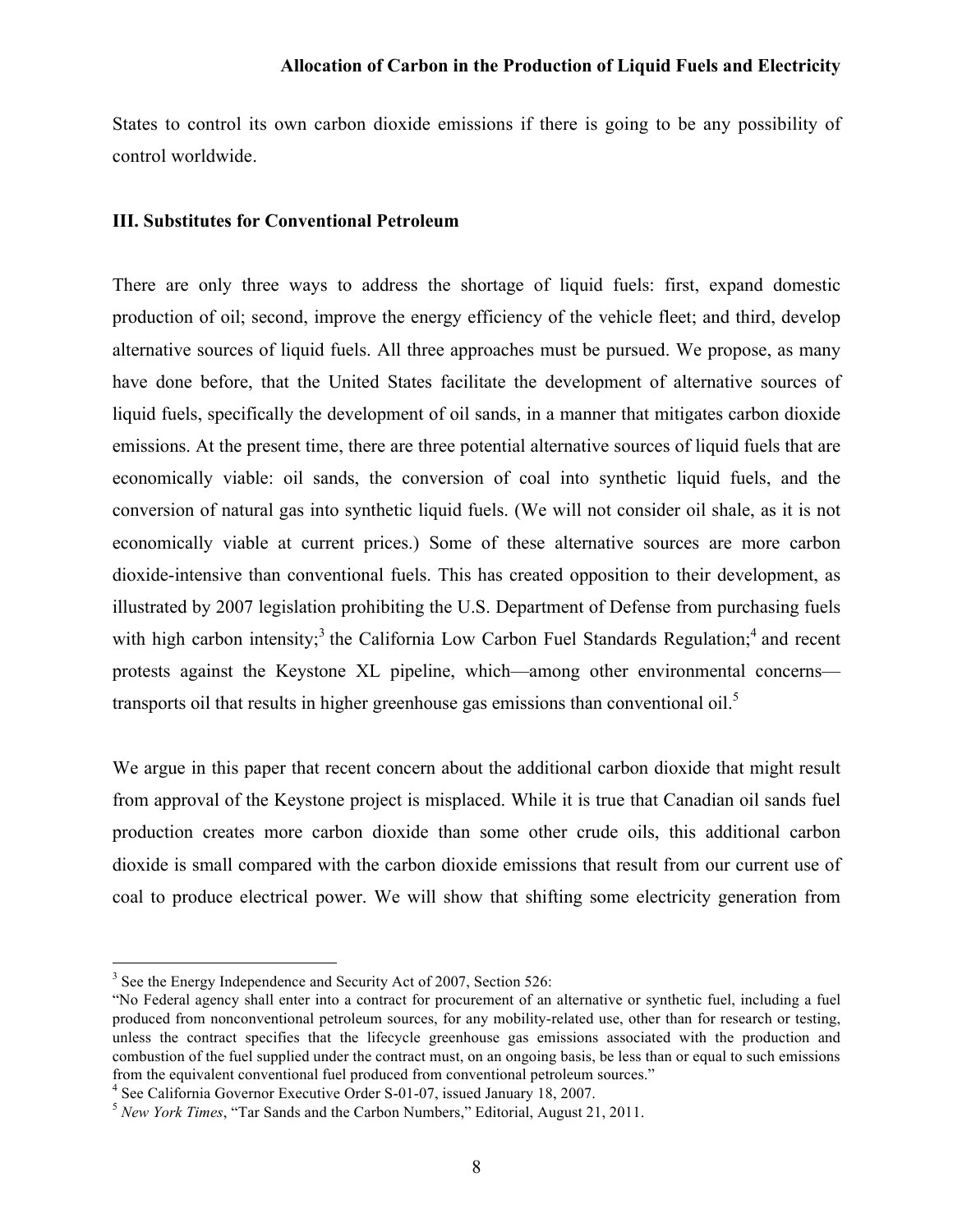States to control its own carbon dioxide emissions if there is going to be any possibility of control worldwide.

### III. Substitutes for Conventional Petroleum

There are only three ways to address the shortage of liquid fuels: first, expand domestic production of oil; second, improve the energy efficiency of the vehicle fleet; and third, develop alternative sources of liquid fuels. All three approaches must be pursued. We propose, as many have done before, that the United States facilitate the development of alternative sources of liquid fuels, specifically the development of oil sands, in a manner that mitigates carbon dioxide emissions. At the present time, there are three potential alternative sources of liquid fuels that are economically viable: oil sands, the conversion of coal into synthetic liquid fuels, and the conversion of natural gas into synthetic liquid fuels. (We will not consider oil shale, as it is not economically viable at current prices.) Some of these alternative sources are more carbon dioxide-intensive than conventional fuels. This has created opposition to their development, as illustrated by 2007 legislation prohibiting the U.S. Department of Defense from purchasing fuels with high carbon intensity;[3] the California Low Carbon Fuel Standards Regulation;[4] and recent protests against the Keystone XL pipeline, which—among other environmental concerns—transports oil that results in higher greenhouse gas emissions than conventional oil.[5]

We argue in this paper that recent concern about the additional carbon dioxide that might result from approval of the Keystone project is misplaced. While it is true that Canadian oil sands fuel production creates more carbon dioxide than some other crude oils, this additional carbon dioxide is small compared with the carbon dioxide emissions that result from our current use of coal to produce electrical power. We will show that shifting some electricity generation from

---

[3] See the Energy Independence and Security Act of 2007, Section 526:
"No Federal agency shall enter into a contract for procurement of an alternative or synthetic fuel, including a fuel produced from nonconventional petroleum sources, for any mobility-related use, other than for research or testing, unless the contract specifies that the lifecycle greenhouse gas emissions associated with the production and combustion of the fuel supplied under the contract must, on an ongoing basis, be less than or equal to such emissions from the equivalent conventional fuel produced from conventional petroleum sources."

[4] See California Governor Executive Order S-01-07, issued January 18, 2007.

[5] *New York Times*, "Tar Sands and the Carbon Numbers," Editorial, August 21, 2011.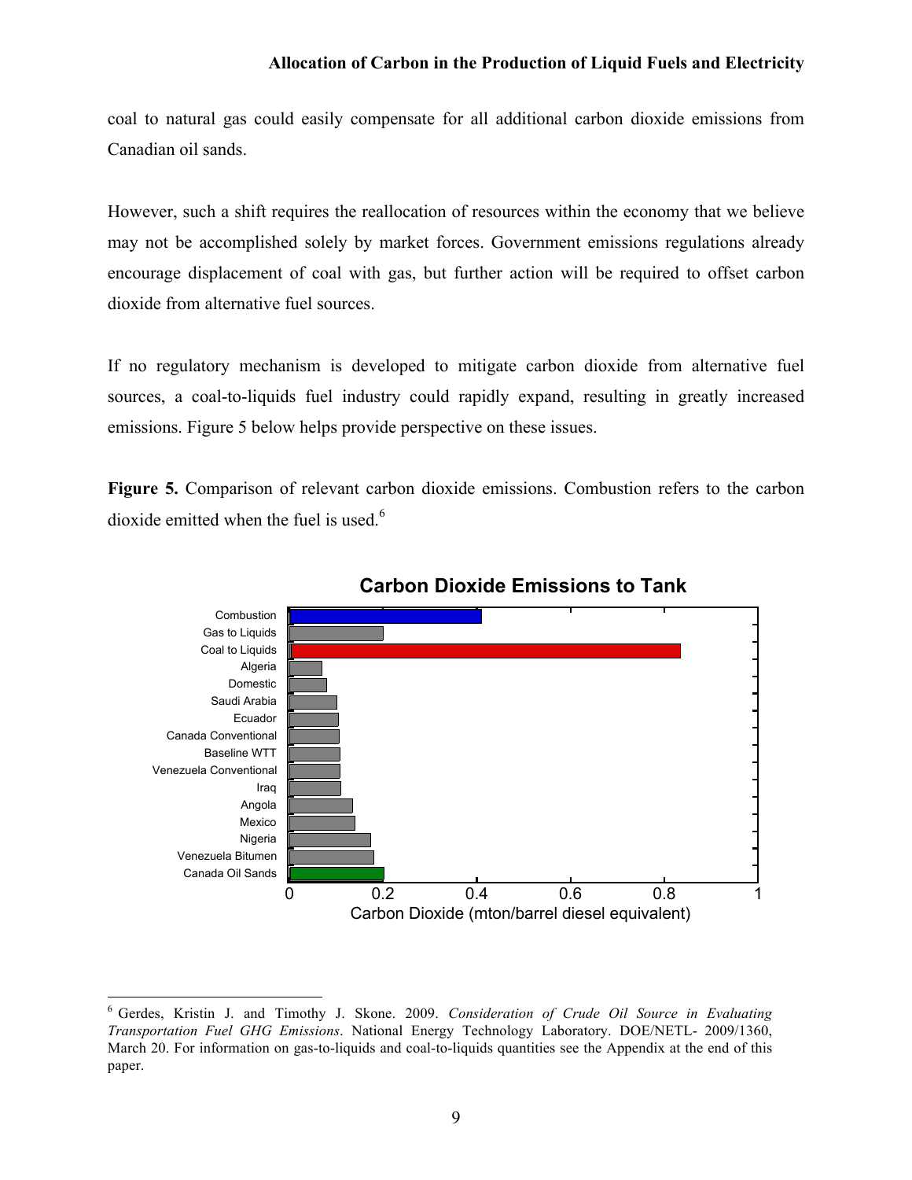coal to natural gas could easily compensate for all additional carbon dioxide emissions from Canadian oil sands.

However, such a shift requires the reallocation of resources within the economy that we believe may not be accomplished solely by market forces. Government emissions regulations already encourage displacement of coal with gas, but further action will be required to offset carbon dioxide from alternative fuel sources.

If no regulatory mechanism is developed to mitigate carbon dioxide from alternative fuel sources, a coal-to-liquids fuel industry could rapidly expand, resulting in greatly increased emissions. Figure 5 below helps provide perspective on these issues.

**Figure 5.** Comparison of relevant carbon dioxide emissions. Combustion refers to the carbon dioxide emitted when the fuel is used.[6]

---

[6] Gerdes, Kristin J. and Timothy J. Skone. 2009. *Consideration of Crude Oil Source in Evaluating Transportation Fuel GHG Emissions*. National Energy Technology Laboratory. DOE/NETL- 2009/1360, March 20. For information on gas-to-liquids and coal-to-liquids quantities see the Appendix at the end of this paper.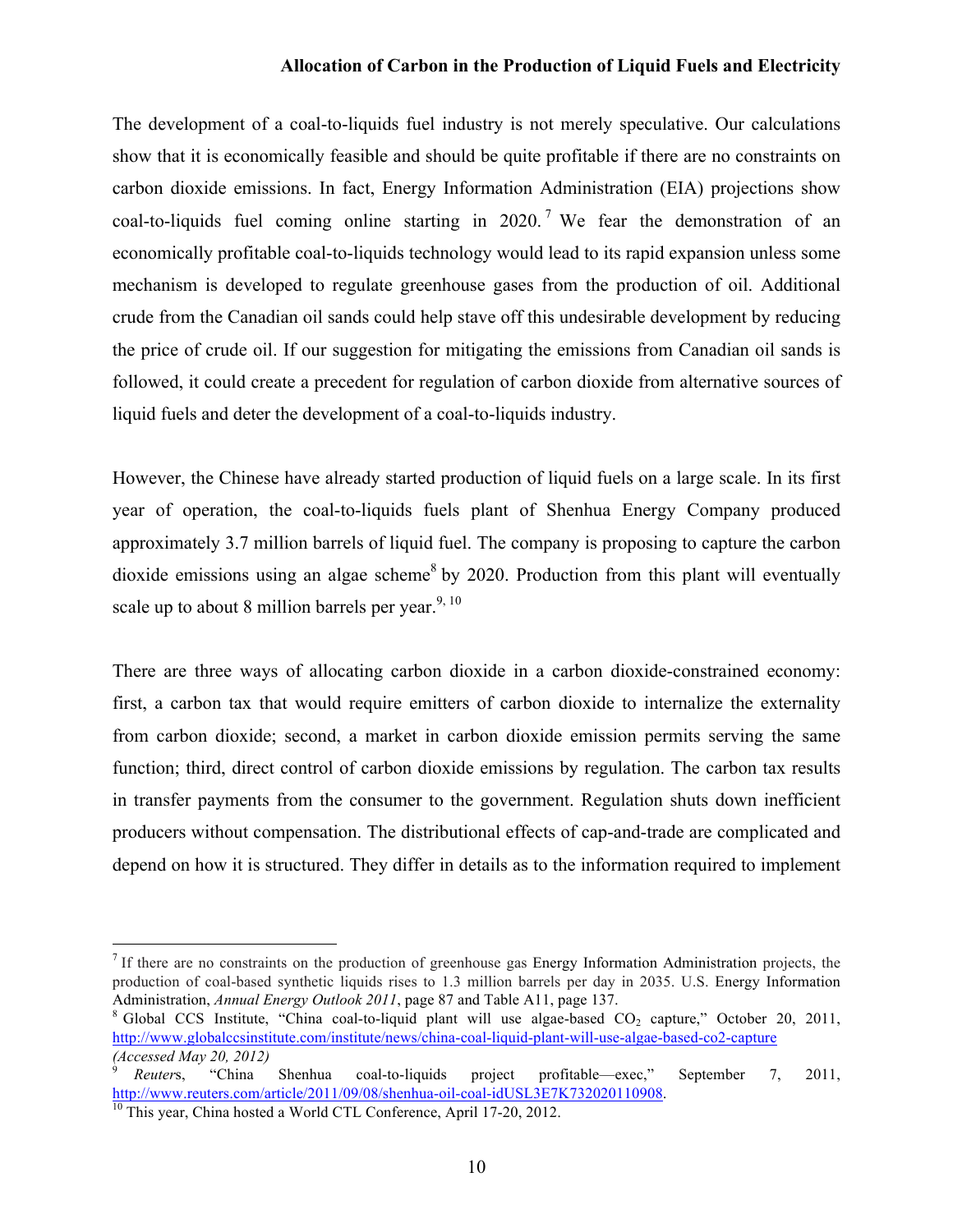The development of a coal-to-liquids fuel industry is not merely speculative. Our calculations show that it is economically feasible and should be quite profitable if there are no constraints on carbon dioxide emissions. In fact, Energy Information Administration (EIA) projections show coal-to-liquids fuel coming online starting in 2020.[7] We fear the demonstration of an economically profitable coal-to-liquids technology would lead to its rapid expansion unless some mechanism is developed to regulate greenhouse gases from the production of oil. Additional crude from the Canadian oil sands could help stave off this undesirable development by reducing the price of crude oil. If our suggestion for mitigating the emissions from Canadian oil sands is followed, it could create a precedent for regulation of carbon dioxide from alternative sources of liquid fuels and deter the development of a coal-to-liquids industry.

However, the Chinese have already started production of liquid fuels on a large scale. In its first year of operation, the coal-to-liquids fuels plant of Shenhua Energy Company produced approximately 3.7 million barrels of liquid fuel. The company is proposing to capture the carbon dioxide emissions using an algae scheme[8] by 2020. Production from this plant will eventually scale up to about 8 million barrels per year.[9, 10]

There are three ways of allocating carbon dioxide in a carbon dioxide-constrained economy: first, a carbon tax that would require emitters of carbon dioxide to internalize the externality from carbon dioxide; second, a market in carbon dioxide emission permits serving the same function; third, direct control of carbon dioxide emissions by regulation. The carbon tax results in transfer payments from the consumer to the government. Regulation shuts down inefficient producers without compensation. The distributional effects of cap-and-trade are complicated and depend on how it is structured. They differ in details as to the information required to implement

---

[7] If there are no constraints on the production of greenhouse gas Energy Information Administration projects, the production of coal-based synthetic liquids rises to 1.3 million barrels per day in 2035. U.S. Energy Information Administration, *Annual Energy Outlook 2011*, page 87 and Table A11, page 137.

[8] Global CCS Institute, "China coal-to-liquid plant will use algae-based $CO_2$ capture," October 20, 2011, http://www.globalccsinstitute.com/institute/news/china-coal-liquid-plant-will-use-algae-based-co2-capture *(Accessed May 20, 2012)*

[9] *Reuters*, "China Shenhua coal-to-liquids project profitable—exec," September 7, 2011, http://www.reuters.com/article/2011/09/08/shenhua-oil-coal-idUSL3E7K732020110908.

[10] This year, China hosted a World CTL Conference, April 17-20, 2012.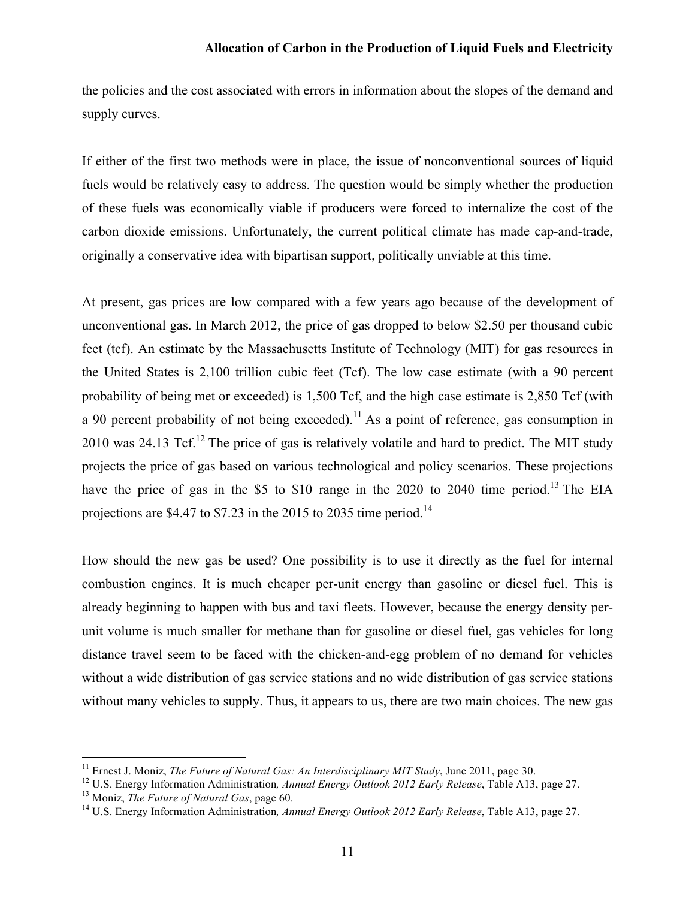the policies and the cost associated with errors in information about the slopes of the demand and supply curves.

If either of the first two methods were in place, the issue of nonconventional sources of liquid fuels would be relatively easy to address. The question would be simply whether the production of these fuels was economically viable if producers were forced to internalize the cost of the carbon dioxide emissions. Unfortunately, the current political climate has made cap-and-trade, originally a conservative idea with bipartisan support, politically unviable at this time.

At present, gas prices are low compared with a few years ago because of the development of unconventional gas. In March 2012, the price of gas dropped to below $2.50 per thousand cubic feet (tcf). An estimate by the Massachusetts Institute of Technology (MIT) for gas resources in the United States is 2,100 trillion cubic feet (Tcf). The low case estimate (with a 90 percent probability of being met or exceeded) is 1,500 Tcf, and the high case estimate is 2,850 Tcf (with a 90 percent probability of not being exceeded).[11] As a point of reference, gas consumption in 2010 was 24.13 Tcf.[12] The price of gas is relatively volatile and hard to predict. The MIT study projects the price of gas based on various technological and policy scenarios. These projections have the price of gas in the $5 to $10 range in the 2020 to 2040 time period.[13] The EIA projections are $4.47 to $7.23 in the 2015 to 2035 time period.[14]

How should the new gas be used? One possibility is to use it directly as the fuel for internal combustion engines. It is much cheaper per-unit energy than gasoline or diesel fuel. This is already beginning to happen with bus and taxi fleets. However, because the energy density per-unit volume is much smaller for methane than for gasoline or diesel fuel, gas vehicles for long distance travel seem to be faced with the chicken-and-egg problem of no demand for vehicles without a wide distribution of gas service stations and no wide distribution of gas service stations without many vehicles to supply. Thus, it appears to us, there are two main choices. The new gas

---

[11] Ernest J. Moniz, *The Future of Natural Gas: An Interdisciplinary MIT Study*, June 2011, page 30.

[12] U.S. Energy Information Administration*, Annual Energy Outlook 2012 Early Release*, Table A13, page 27.

[13] Moniz, *The Future of Natural Gas*, page 60.

[14] U.S. Energy Information Administration*, Annual Energy Outlook 2012 Early Release*, Table A13, page 27.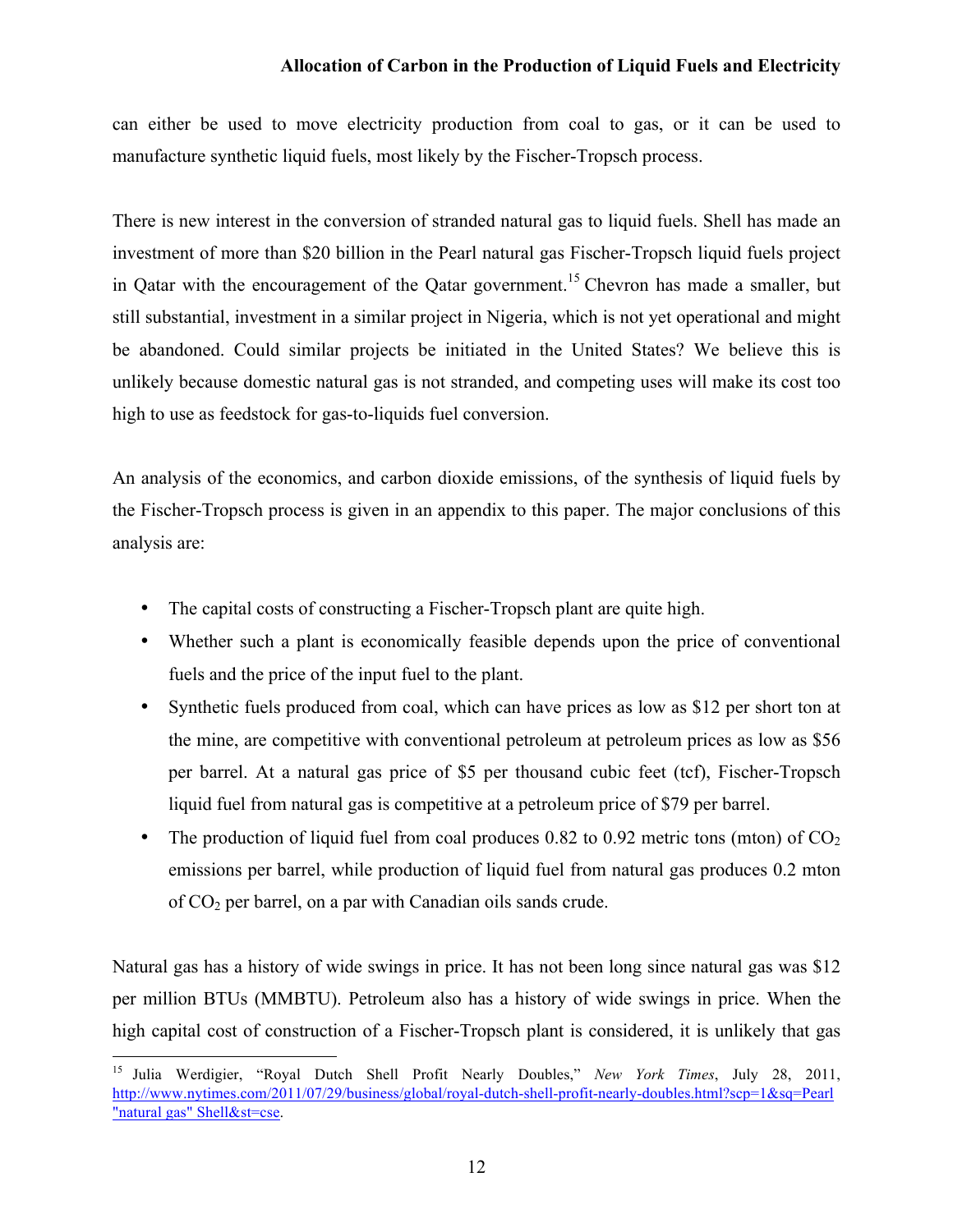can either be used to move electricity production from coal to gas, or it can be used to manufacture synthetic liquid fuels, most likely by the Fischer-Tropsch process.

There is new interest in the conversion of stranded natural gas to liquid fuels. Shell has made an investment of more than $20 billion in the Pearl natural gas Fischer-Tropsch liquid fuels project in Qatar with the encouragement of the Qatar government.[15] Chevron has made a smaller, but still substantial, investment in a similar project in Nigeria, which is not yet operational and might be abandoned. Could similar projects be initiated in the United States? We believe this is unlikely because domestic natural gas is not stranded, and competing uses will make its cost too high to use as feedstock for gas-to-liquids fuel conversion.

An analysis of the economics, and carbon dioxide emissions, of the synthesis of liquid fuels by the Fischer-Tropsch process is given in an appendix to this paper. The major conclusions of this analysis are:

- The capital costs of constructing a Fischer-Tropsch plant are quite high.
- Whether such a plant is economically feasible depends upon the price of conventional fuels and the price of the input fuel to the plant.
- Synthetic fuels produced from coal, which can have prices as low as $12 per short ton at the mine, are competitive with conventional petroleum at petroleum prices as low as $56 per barrel. At a natural gas price of $5 per thousand cubic feet (tcf), Fischer-Tropsch liquid fuel from natural gas is competitive at a petroleum price of $79 per barrel.
- The production of liquid fuel from coal produces 0.82 to 0.92 metric tons (mton) of $CO_2$ emissions per barrel, while production of liquid fuel from natural gas produces 0.2 mton of $CO_2$ per barrel, on a par with Canadian oils sands crude.

Natural gas has a history of wide swings in price. It has not been long since natural gas was $12 per million BTUs (MMBTU). Petroleum also has a history of wide swings in price. When the high capital cost of construction of a Fischer-Tropsch plant is considered, it is unlikely that gas

---

[15] Julia Werdigier, "Royal Dutch Shell Profit Nearly Doubles," *New York Times*, July 28, 2011, http://www.nytimes.com/2011/07/29/business/global/royal-dutch-shell-profit-nearly-doubles.html?scp=1&sq=Pearl "natural gas" Shell&st=cse.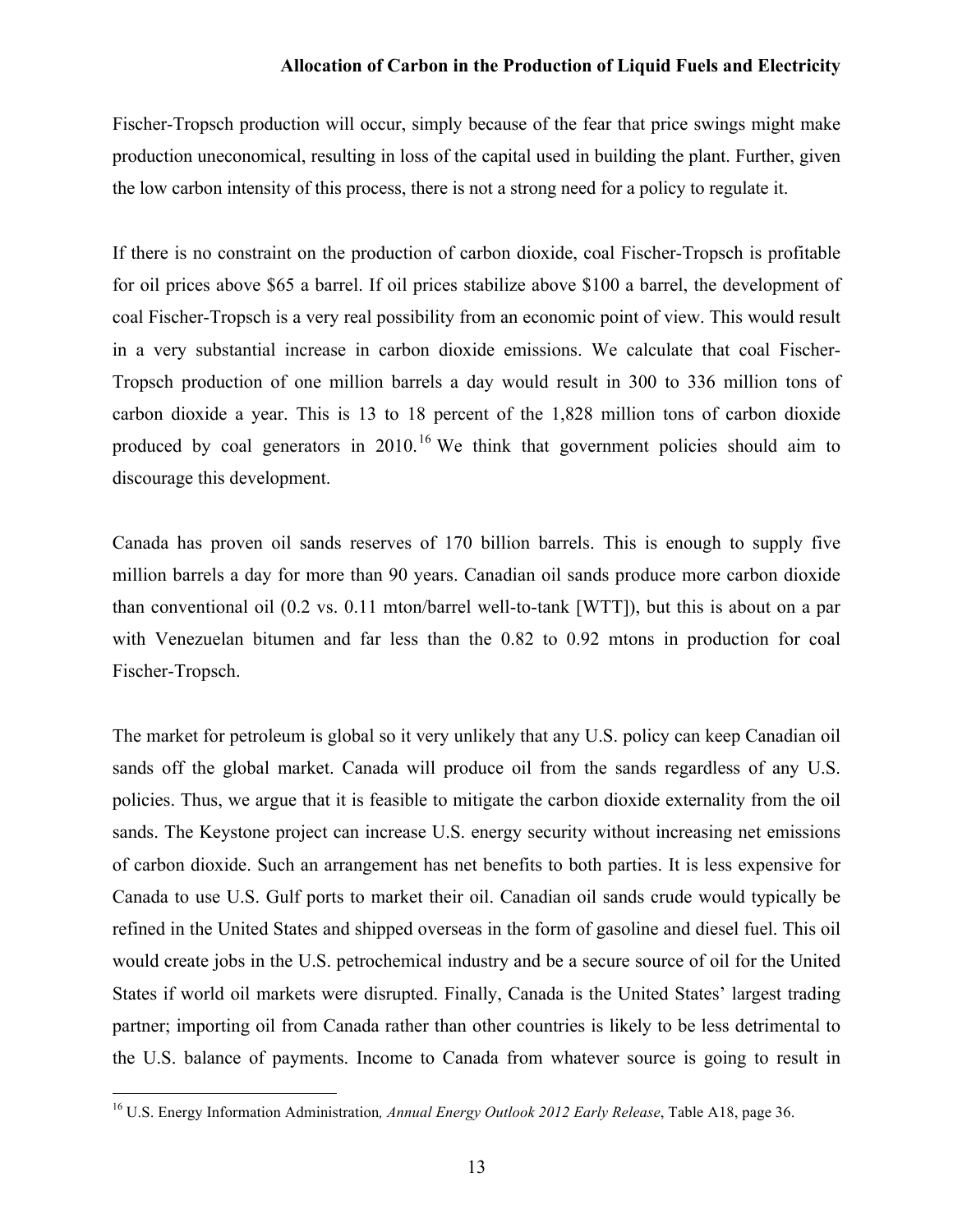Fischer-Tropsch production will occur, simply because of the fear that price swings might make production uneconomical, resulting in loss of the capital used in building the plant. Further, given the low carbon intensity of this process, there is not a strong need for a policy to regulate it.

If there is no constraint on the production of carbon dioxide, coal Fischer-Tropsch is profitable for oil prices above \$65 a barrel. If oil prices stabilize above \$100 a barrel, the development of coal Fischer-Tropsch is a very real possibility from an economic point of view. This would result in a very substantial increase in carbon dioxide emissions. We calculate that coal Fischer-Tropsch production of one million barrels a day would result in 300 to 336 million tons of carbon dioxide a year. This is 13 to 18 percent of the 1,828 million tons of carbon dioxide produced by coal generators in 2010.[16] We think that government policies should aim to discourage this development.

Canada has proven oil sands reserves of 170 billion barrels. This is enough to supply five million barrels a day for more than 90 years. Canadian oil sands produce more carbon dioxide than conventional oil (0.2 vs. 0.11 mton/barrel well-to-tank [WTT]), but this is about on a par with Venezuelan bitumen and far less than the 0.82 to 0.92 mtons in production for coal Fischer-Tropsch.

The market for petroleum is global so it very unlikely that any U.S. policy can keep Canadian oil sands off the global market. Canada will produce oil from the sands regardless of any U.S. policies. Thus, we argue that it is feasible to mitigate the carbon dioxide externality from the oil sands. The Keystone project can increase U.S. energy security without increasing net emissions of carbon dioxide. Such an arrangement has net benefits to both parties. It is less expensive for Canada to use U.S. Gulf ports to market their oil. Canadian oil sands crude would typically be refined in the United States and shipped overseas in the form of gasoline and diesel fuel. This oil would create jobs in the U.S. petrochemical industry and be a secure source of oil for the United States if world oil markets were disrupted. Finally, Canada is the United States' largest trading partner; importing oil from Canada rather than other countries is likely to be less detrimental to the U.S. balance of payments. Income to Canada from whatever source is going to result in

[16] U.S. Energy Information Administration*, Annual Energy Outlook 2012 Early Release*, Table A18, page 36.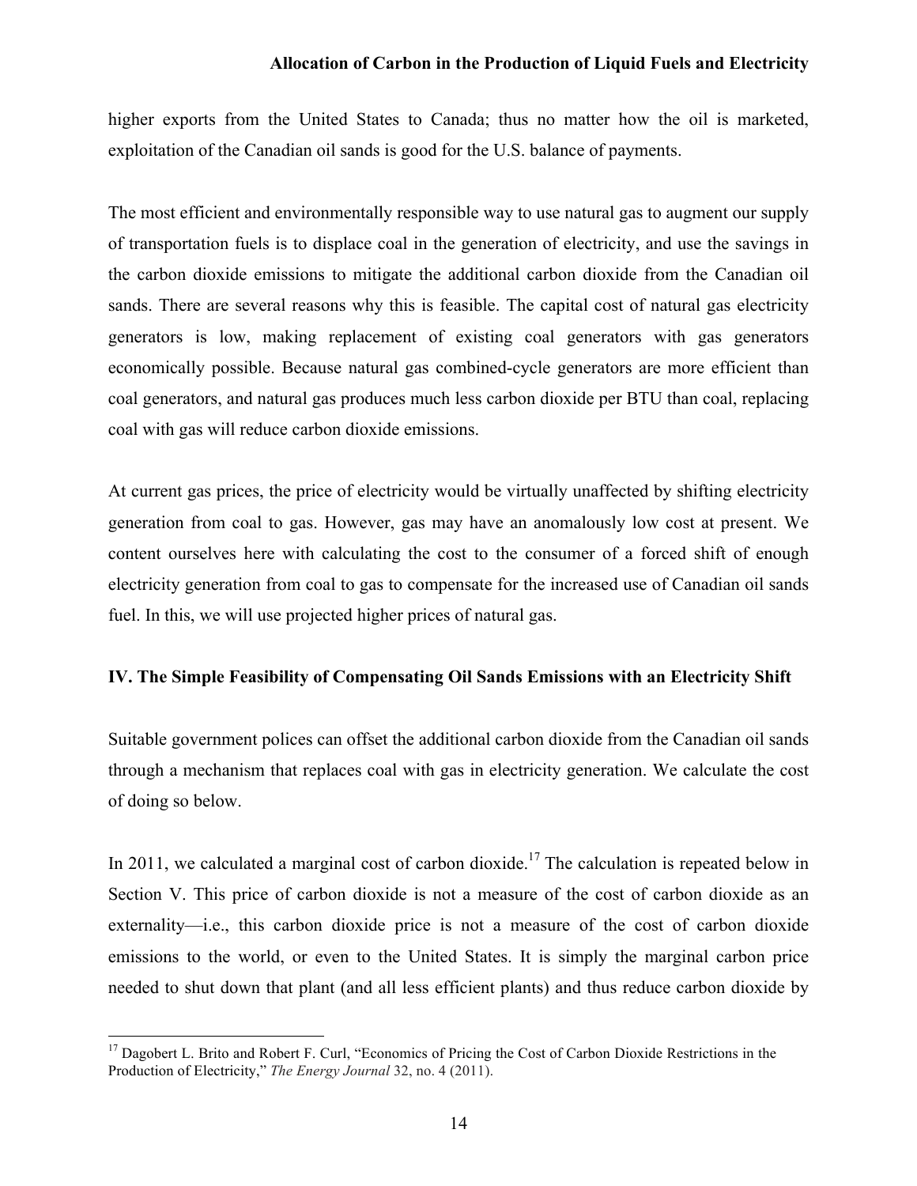higher exports from the United States to Canada; thus no matter how the oil is marketed, exploitation of the Canadian oil sands is good for the U.S. balance of payments.

The most efficient and environmentally responsible way to use natural gas to augment our supply of transportation fuels is to displace coal in the generation of electricity, and use the savings in the carbon dioxide emissions to mitigate the additional carbon dioxide from the Canadian oil sands. There are several reasons why this is feasible. The capital cost of natural gas electricity generators is low, making replacement of existing coal generators with gas generators economically possible. Because natural gas combined-cycle generators are more efficient than coal generators, and natural gas produces much less carbon dioxide per BTU than coal, replacing coal with gas will reduce carbon dioxide emissions.

At current gas prices, the price of electricity would be virtually unaffected by shifting electricity generation from coal to gas. However, gas may have an anomalously low cost at present. We content ourselves here with calculating the cost to the consumer of a forced shift of enough electricity generation from coal to gas to compensate for the increased use of Canadian oil sands fuel. In this, we will use projected higher prices of natural gas.

## IV. The Simple Feasibility of Compensating Oil Sands Emissions with an Electricity Shift

Suitable government polices can offset the additional carbon dioxide from the Canadian oil sands through a mechanism that replaces coal with gas in electricity generation. We calculate the cost of doing so below.

In 2011, we calculated a marginal cost of carbon dioxide.[17] The calculation is repeated below in Section V. This price of carbon dioxide is not a measure of the cost of carbon dioxide as an externality—i.e., this carbon dioxide price is not a measure of the cost of carbon dioxide emissions to the world, or even to the United States. It is simply the marginal carbon price needed to shut down that plant (and all less efficient plants) and thus reduce carbon dioxide by

[17] Dagobert L. Brito and Robert F. Curl, "Economics of Pricing the Cost of Carbon Dioxide Restrictions in the Production of Electricity," *The Energy Journal* 32, no. 4 (2011).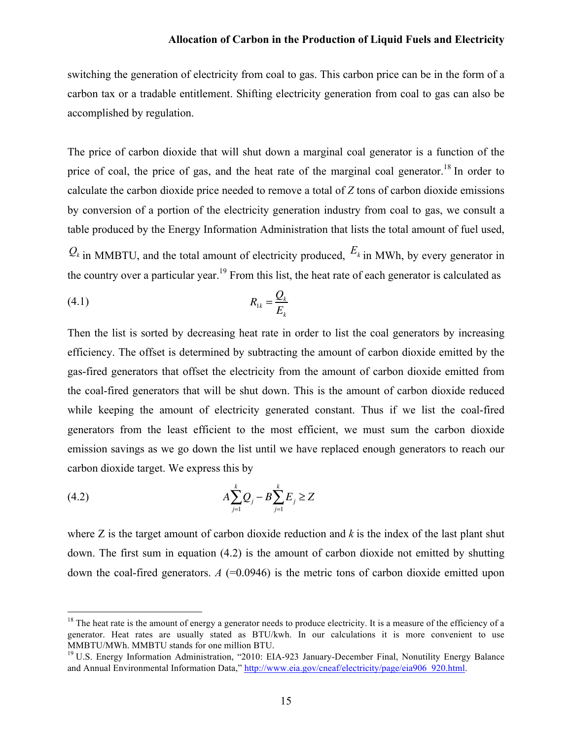switching the generation of electricity from coal to gas. This carbon price can be in the form of a carbon tax or a tradable entitlement. Shifting electricity generation from coal to gas can also be accomplished by regulation.

The price of carbon dioxide that will shut down a marginal coal generator is a function of the price of coal, the price of gas, and the heat rate of the marginal coal generator.[18] In order to calculate the carbon dioxide price needed to remove a total of *Z* tons of carbon dioxide emissions by conversion of a portion of the electricity generation industry from coal to gas, we consult a table produced by the Energy Information Administration that lists the total amount of fuel used, $Q_k$ in MMBTU, and the total amount of electricity produced, $E_k$ in MWh, by every generator in the country over a particular year.[19] From this list, the heat rate of each generator is calculated as

$$R_{1k} = \frac{Q_k}{E_k} \tag{4.1}$$

Then the list is sorted by decreasing heat rate in order to list the coal generators by increasing efficiency. The offset is determined by subtracting the amount of carbon dioxide emitted by the gas-fired generators that offset the electricity from the amount of carbon dioxide emitted from the coal-fired generators that will be shut down. This is the amount of carbon dioxide reduced while keeping the amount of electricity generated constant. Thus if we list the coal-fired generators from the least efficient to the most efficient, we must sum the carbon dioxide emission savings as we go down the list until we have replaced enough generators to reach our carbon dioxide target. We express this by

$$A\sum_{j=1}^{k} Q_j - B\sum_{j=1}^{k} E_j \geq Z \tag{4.2}$$

where Z is the target amount of carbon dioxide reduction and *k* is the index of the last plant shut down. The first sum in equation (4.2) is the amount of carbon dioxide not emitted by shutting down the coal-fired generators. *A* (=0.0946) is the metric tons of carbon dioxide emitted upon

[18] The heat rate is the amount of energy a generator needs to produce electricity. It is a measure of the efficiency of a generator. Heat rates are usually stated as BTU/kwh. In our calculations it is more convenient to use MMBTU/MWh. MMBTU stands for one million BTU.

[19] U.S. Energy Information Administration, "2010: EIA-923 January-December Final, Nonutility Energy Balance and Annual Environmental Information Data," http://www.eia.gov/cneaf/electricity/page/eia906_920.html.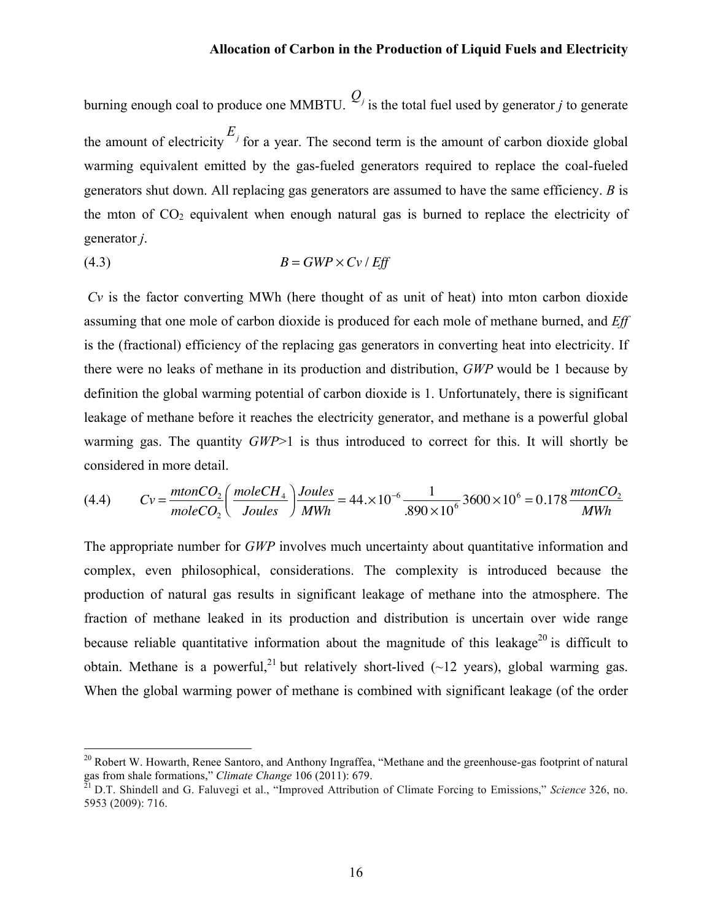burning enough coal to produce one MMBTU. $Q_j$ is the total fuel used by generator *j* to generate the amount of electricity $E_j$ for a year. The second term is the amount of carbon dioxide global warming equivalent emitted by the gas-fueled generators required to replace the coal-fueled generators shut down. All replacing gas generators are assumed to have the same efficiency. *B* is the mton of $CO_2$ equivalent when enough natural gas is burned to replace the electricity of generator *j*.

$$B = GWP \times Cv / Eff \tag{4.3}$$

*Cv* is the factor converting MWh (here thought of as unit of heat) into mton carbon dioxide assuming that one mole of carbon dioxide is produced for each mole of methane burned, and *Eff* is the (fractional) efficiency of the replacing gas generators in converting heat into electricity. If there were no leaks of methane in its production and distribution, *GWP* would be 1 because by definition the global warming potential of carbon dioxide is 1. Unfortunately, there is significant leakage of methane before it reaches the electricity generator, and methane is a powerful global warming gas. The quantity *GWP*>1 is thus introduced to correct for this. It will shortly be considered in more detail.

$$Cv = \frac{mtonCO_2}{moleCO_2}\left(\frac{moleCH_4}{Joules}\right)\frac{Joules}{MWh} = 44.\times 10^{-6}\frac{1}{.890\times 10^{6}}3600\times 10^{6} = 0.178\frac{mtonCO_2}{MWh} \tag{4.4}$$

The appropriate number for *GWP* involves much uncertainty about quantitative information and complex, even philosophical, considerations. The complexity is introduced because the production of natural gas results in significant leakage of methane into the atmosphere. The fraction of methane leaked in its production and distribution is uncertain over wide range because reliable quantitative information about the magnitude of this leakage[20] is difficult to obtain. Methane is a powerful,[21] but relatively short-lived (~12 years), global warming gas. When the global warming power of methane is combined with significant leakage (of the order

---

[20] Robert W. Howarth, Renee Santoro, and Anthony Ingraffea, "Methane and the greenhouse-gas footprint of natural gas from shale formations," *Climate Change* 106 (2011): 679.

[21] D.T. Shindell and G. Faluvegi et al., "Improved Attribution of Climate Forcing to Emissions," *Science* 326, no. 5953 (2009): 716.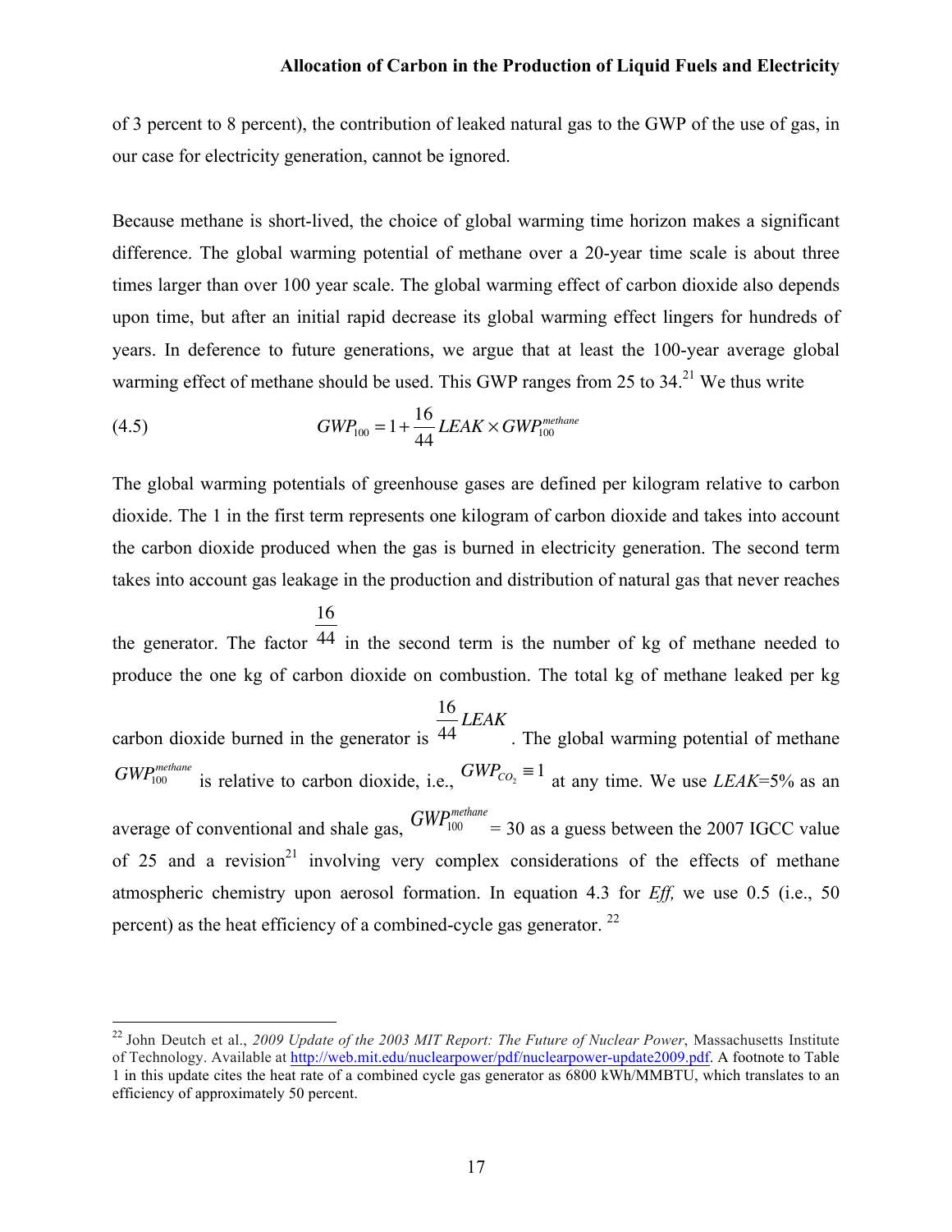of 3 percent to 8 percent), the contribution of leaked natural gas to the GWP of the use of gas, in our case for electricity generation, cannot be ignored.

Because methane is short-lived, the choice of global warming time horizon makes a significant difference. The global warming potential of methane over a 20-year time scale is about three times larger than over 100 year scale. The global warming effect of carbon dioxide also depends upon time, but after an initial rapid decrease its global warming effect lingers for hundreds of years. In deference to future generations, we argue that at least the 100-year average global warming effect of methane should be used. This GWP ranges from 25 to 34.[21] We thus write

(4.5) $$GWP_{100} = 1 + \frac{16}{44} LEAK \times GWP_{100}^{methane}$$

The global warming potentials of greenhouse gases are defined per kilogram relative to carbon dioxide. The 1 in the first term represents one kilogram of carbon dioxide and takes into account the carbon dioxide produced when the gas is burned in electricity generation. The second term takes into account gas leakage in the production and distribution of natural gas that never reaches the generator. The factor $\frac{16}{44}$ in the second term is the number of kg of methane needed to produce the one kg of carbon dioxide on combustion. The total kg of methane leaked per kg carbon dioxide burned in the generator is $\frac{16}{44} LEAK$. The global warming potential of methane $GWP_{100}^{methane}$ is relative to carbon dioxide, i.e., $GWP_{CO_2} \equiv 1$ at any time. We use *LEAK*=5% as an average of conventional and shale gas, $GWP_{100}^{methane}$ = 30 as a guess between the 2007 IGCC value of 25 and a revision[21] involving very complex considerations of the effects of methane atmospheric chemistry upon aerosol formation. In equation 4.3 for *Eff,* we use 0.5 (i.e., 50 percent) as the heat efficiency of a combined-cycle gas generator. [22]

---

[22] John Deutch et al., *2009 Update of the 2003 MIT Report: The Future of Nuclear Power*, Massachusetts Institute of Technology. Available at http://web.mit.edu/nuclearpower/pdf/nuclearpower-update2009.pdf. A footnote to Table 1 in this update cites the heat rate of a combined cycle gas generator as 6800 kWh/MMBTU, which translates to an efficiency of approximately 50 percent.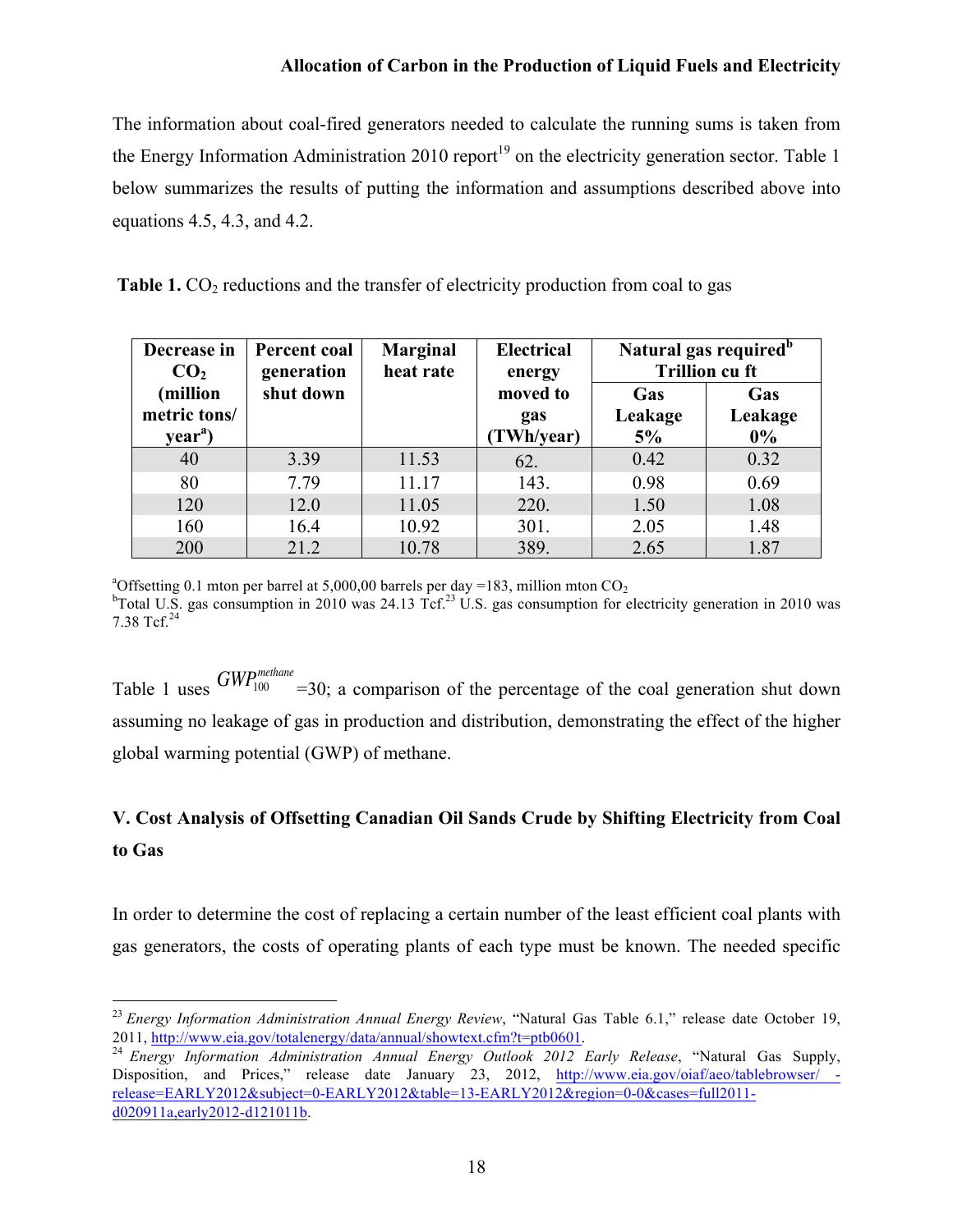The information about coal-fired generators needed to calculate the running sums is taken from the Energy Information Administration 2010 report[19] on the electricity generation sector. Table 1 below summarizes the results of putting the information and assumptions described above into equations 4.5, 4.3, and 4.2.

**Table 1.** $CO_2$ reductions and the transfer of electricity production from coal to gas

| Decrease in $CO_2$ (million metric tons/ year[a]) | Percent coal generation shut down | Marginal heat rate | Electrical energy moved to gas (TWh/year) | Natural gas required[b] Trillion cu ft | |
|---|---|---|---|---|---|
| | | | | Gas Leakage 5% | Gas Leakage 0% |
| 40 | 3.39 | 11.53 | 62. | 0.42 | 0.32 |
| 80 | 7.79 | 11.17 | 143. | 0.98 | 0.69 |
| 120 | 12.0 | 11.05 | 220. | 1.50 | 1.08 |
| 160 | 16.4 | 10.92 | 301. | 2.05 | 1.48 |
| 200 | 21.2 | 10.78 | 389. | 2.65 | 1.87 |

[a]Offsetting 0.1 mton per barrel at 5,000,00 barrels per day =183, million mton $CO_2$
[b]Total U.S. gas consumption in 2010 was 24.13 Tcf.[23] U.S. gas consumption for electricity generation in 2010 was 7.38 Tcf.[24]

Table 1 uses $GWP_{100}^{methane}$ =30; a comparison of the percentage of the coal generation shut down assuming no leakage of gas in production and distribution, demonstrating the effect of the higher global warming potential (GWP) of methane.

## V. Cost Analysis of Offsetting Canadian Oil Sands Crude by Shifting Electricity from Coal to Gas

In order to determine the cost of replacing a certain number of the least efficient coal plants with gas generators, the costs of operating plants of each type must be known. The needed specific

---

[23] *Energy Information Administration Annual Energy Review*, "Natural Gas Table 6.1," release date October 19, 2011, http://www.eia.gov/totalenergy/data/annual/showtext.cfm?t=ptb0601.

[24] *Energy Information Administration Annual Energy Outlook 2012 Early Release*, "Natural Gas Supply, Disposition, and Prices," release date January 23, 2012, http://www.eia.gov/oiaf/aeo/tablebrowser/ -release=EARLY2012&subject=0-EARLY2012&table=13-EARLY2012&region=0-0&cases=full2011-d020911a,early2012-d121011b.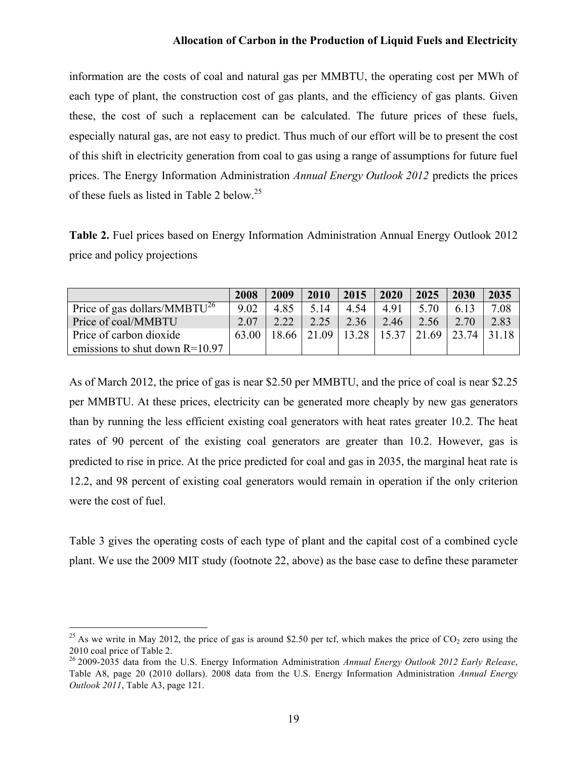information are the costs of coal and natural gas per MMBTU, the operating cost per MWh of each type of plant, the construction cost of gas plants, and the efficiency of gas plants. Given these, the cost of such a replacement can be calculated. The future prices of these fuels, especially natural gas, are not easy to predict. Thus much of our effort will be to present the cost of this shift in electricity generation from coal to gas using a range of assumptions for future fuel prices. The Energy Information Administration *Annual Energy Outlook 2012* predicts the prices of these fuels as listed in Table 2 below.[25]

**Table 2.** Fuel prices based on Energy Information Administration Annual Energy Outlook 2012 price and policy projections

| | 2008 | 2009 | 2010 | 2015 | 2020 | 2025 | 2030 | 2035 |
|---|---|---|---|---|---|---|---|---|
| Price of gas dollars/MMBTU[26] | 9.02 | 4.85 | 5.14 | 4.54 | 4.91 | 5.70 | 6.13 | 7.08 |
| Price of coal/MMBTU | 2.07 | 2.22 | 2.25 | 2.36 | 2.46 | 2.56 | 2.70 | 2.83 |
| Price of carbon dioxide emissions to shut down R=10.97 | 63.00 | 18.66 | 21.09 | 13.28 | 15.37 | 21.69 | 23.74 | 31.18 |

As of March 2012, the price of gas is near $2.50 per MMBTU, and the price of coal is near $2.25 per MMBTU. At these prices, electricity can be generated more cheaply by new gas generators than by running the less efficient existing coal generators with heat rates greater 10.2. The heat rates of 90 percent of the existing coal generators are greater than 10.2. However, gas is predicted to rise in price. At the price predicted for coal and gas in 2035, the marginal heat rate is 12.2, and 98 percent of existing coal generators would remain in operation if the only criterion were the cost of fuel.

Table 3 gives the operating costs of each type of plant and the capital cost of a combined cycle plant. We use the 2009 MIT study (footnote 22, above) as the base case to define these parameter

---

[25] As we write in May 2012, the price of gas is around $2.50 per tcf, which makes the price of $CO_2$ zero using the 2010 coal price of Table 2.

[26] 2009-2035 data from the U.S. Energy Information Administration *Annual Energy Outlook 2012 Early Release*, Table A8, page 20 (2010 dollars). 2008 data from the U.S. Energy Information Administration *Annual Energy Outlook 2011*, Table A3, page 121.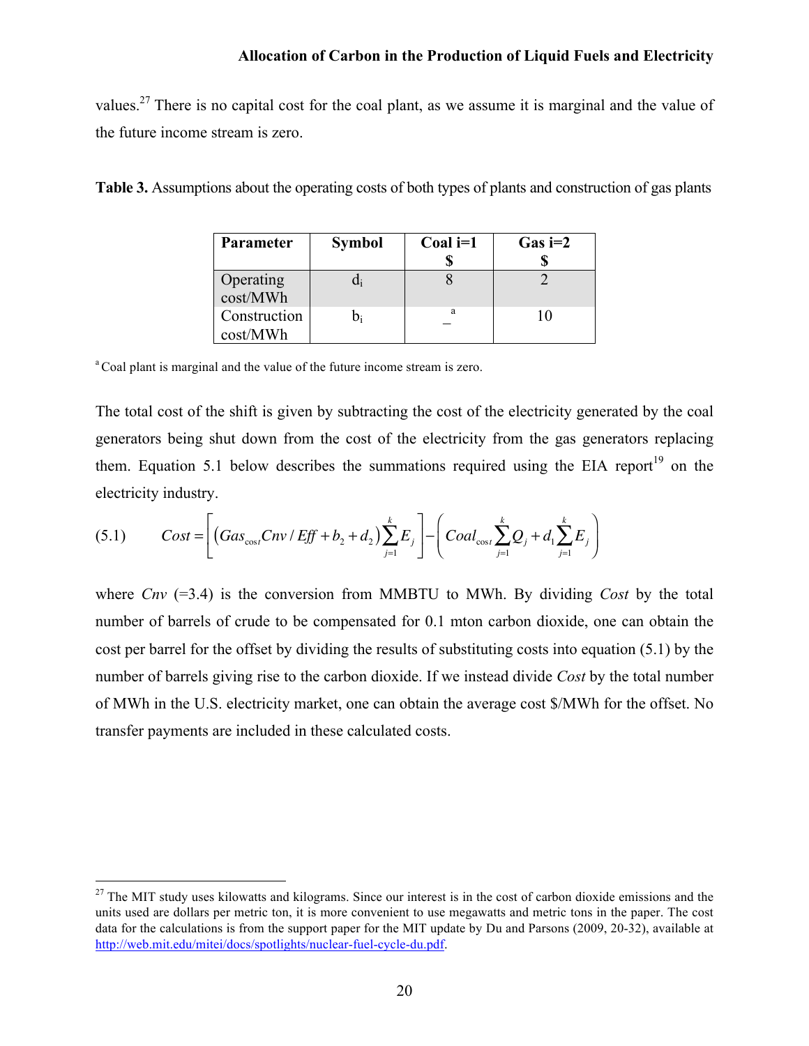values.[27] There is no capital cost for the coal plant, as we assume it is marginal and the value of the future income stream is zero.

**Table 3.** Assumptions about the operating costs of both types of plants and construction of gas plants

| Parameter | Symbol | Coal i=1 $ | Gas i=2 $ |
|---|---|---|---|
| Operating cost/MWh | $d_i$ | 8 | 2 |
| Construction cost/MWh | $b_i$ | _[a] | 10 |

[a] Coal plant is marginal and the value of the future income stream is zero.

The total cost of the shift is given by subtracting the cost of the electricity generated by the coal generators being shut down from the cost of the electricity from the gas generators replacing them. Equation 5.1 below describes the summations required using the EIA report[19] on the electricity industry.

$$Cost = \left[ \left( Gas_{cost} Cnv / Eff + b_2 + d_2 \right) \sum_{j=1}^{k} E_j \right] - \left( Coal_{cost} \sum_{j=1}^{k} Q_j + d_1 \sum_{j=1}^{k} E_j \right) \tag{5.1}$$

where *Cnv* (=3.4) is the conversion from MMBTU to MWh. By dividing *Cost* by the total number of barrels of crude to be compensated for 0.1 mton carbon dioxide, one can obtain the cost per barrel for the offset by dividing the results of substituting costs into equation (5.1) by the number of barrels giving rise to the carbon dioxide. If we instead divide *Cost* by the total number of MWh in the U.S. electricity market, one can obtain the average cost $/MWh for the offset. No transfer payments are included in these calculated costs.

[27] The MIT study uses kilowatts and kilograms. Since our interest is in the cost of carbon dioxide emissions and the units used are dollars per metric ton, it is more convenient to use megawatts and metric tons in the paper. The cost data for the calculations is from the support paper for the MIT update by Du and Parsons (2009, 20-32), available at http://web.mit.edu/mitei/docs/spotlights/nuclear-fuel-cycle-du.pdf.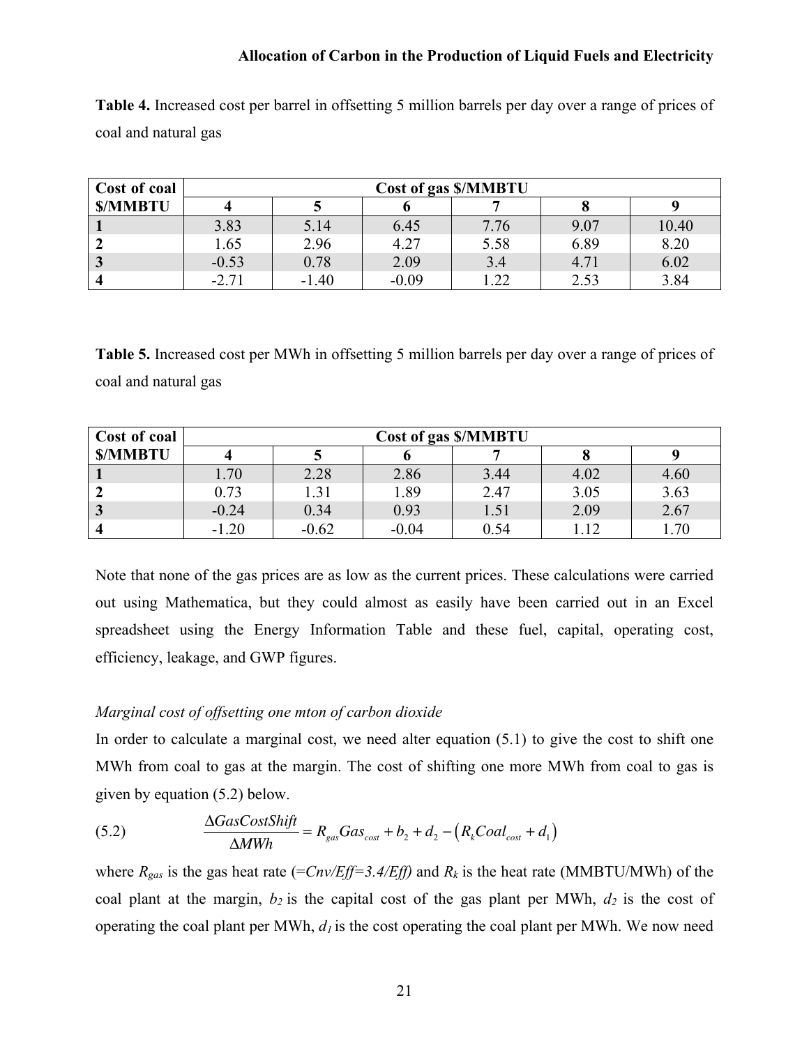**Table 4.** Increased cost per barrel in offsetting 5 million barrels per day over a range of prices of coal and natural gas

| Cost of coal | Cost of gas $/MMBTU | | | | | |
|---|---|---|---|---|---|---|
| $/MMBTU | 4 | 5 | 6 | 7 | 8 | 9 |
| 1 | 3.83 | 5.14 | 6.45 | 7.76 | 9.07 | 10.40 |
| 2 | 1.65 | 2.96 | 4.27 | 5.58 | 6.89 | 8.20 |
| 3 | -0.53 | 0.78 | 2.09 | 3.4 | 4.71 | 6.02 |
| 4 | -2.71 | -1.40 | -0.09 | 1.22 | 2.53 | 3.84 |

**Table 5.** Increased cost per MWh in offsetting 5 million barrels per day over a range of prices of coal and natural gas

| Cost of coal | Cost of gas $/MMBTU | | | | | |
|---|---|---|---|---|---|---|
| $/MMBTU | 4 | 5 | 6 | 7 | 8 | 9 |
| 1 | 1.70 | 2.28 | 2.86 | 3.44 | 4.02 | 4.60 |
| 2 | 0.73 | 1.31 | 1.89 | 2.47 | 3.05 | 3.63 |
| 3 | -0.24 | 0.34 | 0.93 | 1.51 | 2.09 | 2.67 |
| 4 | -1.20 | -0.62 | -0.04 | 0.54 | 1.12 | 1.70 |

Note that none of the gas prices are as low as the current prices. These calculations were carried out using Mathematica, but they could almost as easily have been carried out in an Excel spreadsheet using the Energy Information Table and these fuel, capital, operating cost, efficiency, leakage, and GWP figures.

*Marginal cost of offsetting one mton of carbon dioxide*

In order to calculate a marginal cost, we need alter equation (5.1) to give the cost to shift one MWh from coal to gas at the margin. The cost of shifting one more MWh from coal to gas is given by equation (5.2) below.

$$\frac{\Delta GasCostShift}{\Delta MWh} = R_{gas}Gas_{cost} + b_2 + d_2 - \left(R_k Coal_{cost} + d_1\right) \tag{5.2}$$

where $R_{gas}$ is the gas heat rate (*=Cnv/Eff=3.4/Eff*) and $R_k$ is the heat rate (MMBTU/MWh) of the coal plant at the margin, $b_2$ is the capital cost of the gas plant per MWh, $d_2$ is the cost of operating the coal plant per MWh, $d_1$ is the cost operating the coal plant per MWh. We now need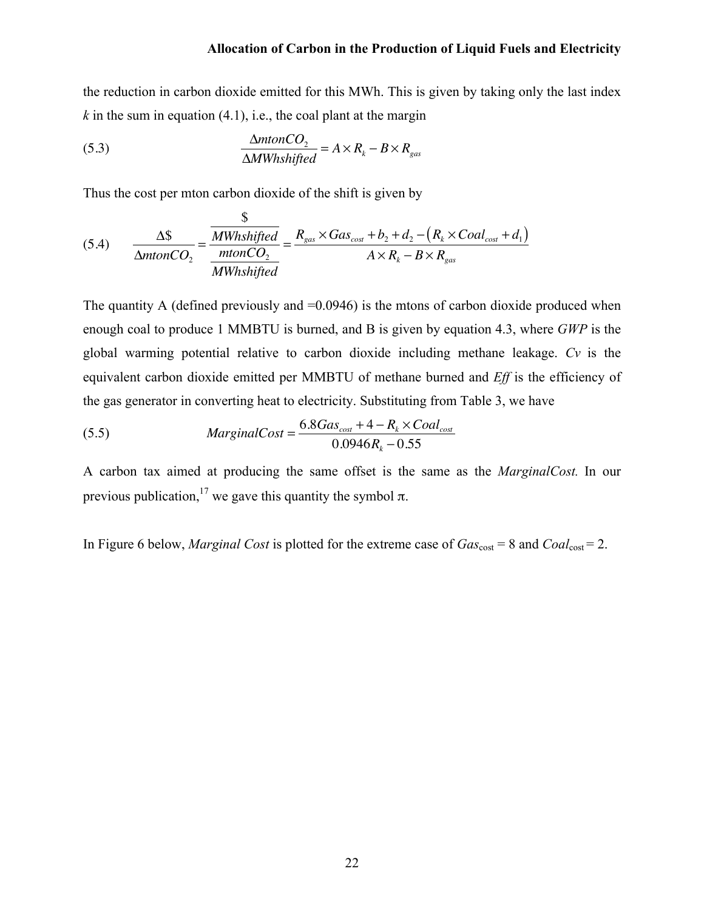the reduction in carbon dioxide emitted for this MWh. This is given by taking only the last index *k* in the sum in equation (4.1), i.e., the coal plant at the margin

$$\frac{\Delta mtonCO_2}{\Delta MWhshifted} = A \times R_k - B \times R_{gas} \tag{5.3}$$

Thus the cost per mton carbon dioxide of the shift is given by

$$\frac{\Delta \$}{\Delta mtonCO_2} = \frac{\dfrac{\$}{MWhshifted}}{\dfrac{mtonCO_2}{MWhshifted}} = \frac{R_{gas} \times Gas_{cost} + b_2 + d_2 - \left(R_k \times Coal_{cost} + d_1\right)}{A \times R_k - B \times R_{gas}} \tag{5.4}$$

The quantity A (defined previously and =0.0946) is the mtons of carbon dioxide produced when enough coal to produce 1 MMBTU is burned, and B is given by equation 4.3, where *GWP* is the global warming potential relative to carbon dioxide including methane leakage. *Cv* is the equivalent carbon dioxide emitted per MMBTU of methane burned and *Eff* is the efficiency of the gas generator in converting heat to electricity. Substituting from Table 3, we have

$$MarginalCost = \frac{6.8Gas_{cost} + 4 - R_k \times Coal_{cost}}{0.0946R_k - 0.55} \tag{5.5}$$

A carbon tax aimed at producing the same offset is the same as the *MarginalCost.* In our previous publication,[17] we gave this quantity the symbol π.

In Figure 6 below, *Marginal Cost* is plotted for the extreme case of $Gas_{cost} = 8$ and $Coal_{cost} = 2$.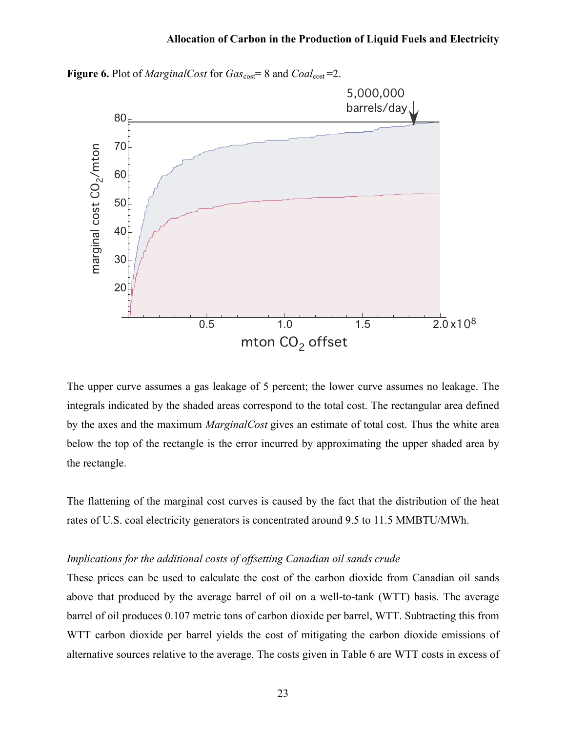**Figure 6.** Plot of *MarginalCost* for $Gas_{cost}$= 8 and $Coal_{cost}$ =2.

The upper curve assumes a gas leakage of 5 percent; the lower curve assumes no leakage. The integrals indicated by the shaded areas correspond to the total cost. The rectangular area defined by the axes and the maximum *MarginalCost* gives an estimate of total cost. Thus the white area below the top of the rectangle is the error incurred by approximating the upper shaded area by the rectangle.

The flattening of the marginal cost curves is caused by the fact that the distribution of the heat rates of U.S. coal electricity generators is concentrated around 9.5 to 11.5 MMBTU/MWh.

*Implications for the additional costs of offsetting Canadian oil sands crude*

These prices can be used to calculate the cost of the carbon dioxide from Canadian oil sands above that produced by the average barrel of oil on a well-to-tank (WTT) basis. The average barrel of oil produces 0.107 metric tons of carbon dioxide per barrel, WTT. Subtracting this from WTT carbon dioxide per barrel yields the cost of mitigating the carbon dioxide emissions of alternative sources relative to the average. The costs given in Table 6 are WTT costs in excess of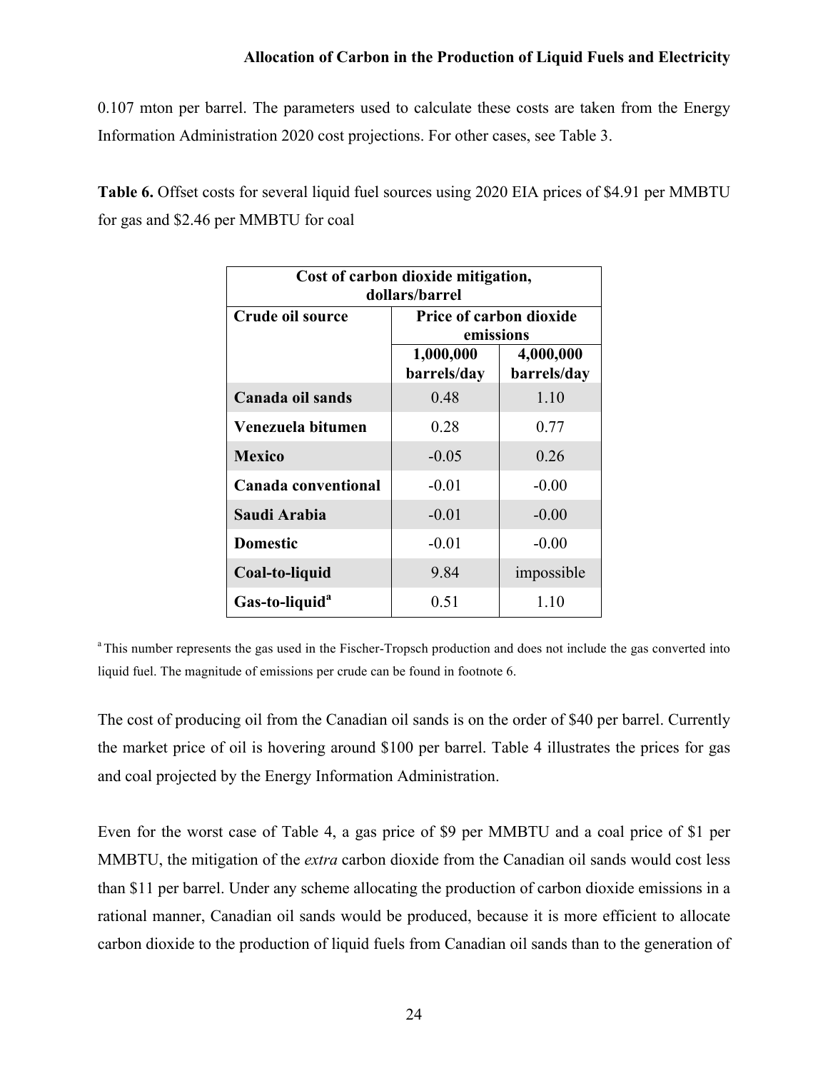0.107 mton per barrel. The parameters used to calculate these costs are taken from the Energy Information Administration 2020 cost projections. For other cases, see Table 3.

**Table 6.** Offset costs for several liquid fuel sources using 2020 EIA prices of \$4.91 per MMBTU for gas and \$2.46 per MMBTU for coal

| **Cost of carbon dioxide mitigation, dollars/barrel** | | |
|---|---|---|
| **Crude oil source** | **Price of carbon dioxide emissions** | |
| | **1,000,000 barrels/day** | **4,000,000 barrels/day** |
| **Canada oil sands** | 0.48 | 1.10 |
| **Venezuela bitumen** | 0.28 | 0.77 |
| **Mexico** | -0.05 | 0.26 |
| **Canada conventional** | -0.01 | -0.00 |
| **Saudi Arabia** | -0.01 | -0.00 |
| **Domestic** | -0.01 | -0.00 |
| **Coal-to-liquid** | 9.84 | impossible |
| **Gas-to-liquid**[a] | 0.51 | 1.10 |

[a] This number represents the gas used in the Fischer-Tropsch production and does not include the gas converted into liquid fuel. The magnitude of emissions per crude can be found in footnote 6.

The cost of producing oil from the Canadian oil sands is on the order of \$40 per barrel. Currently the market price of oil is hovering around \$100 per barrel. Table 4 illustrates the prices for gas and coal projected by the Energy Information Administration.

Even for the worst case of Table 4, a gas price of \$9 per MMBTU and a coal price of \$1 per MMBTU, the mitigation of the *extra* carbon dioxide from the Canadian oil sands would cost less than \$11 per barrel. Under any scheme allocating the production of carbon dioxide emissions in a rational manner, Canadian oil sands would be produced, because it is more efficient to allocate carbon dioxide to the production of liquid fuels from Canadian oil sands than to the generation of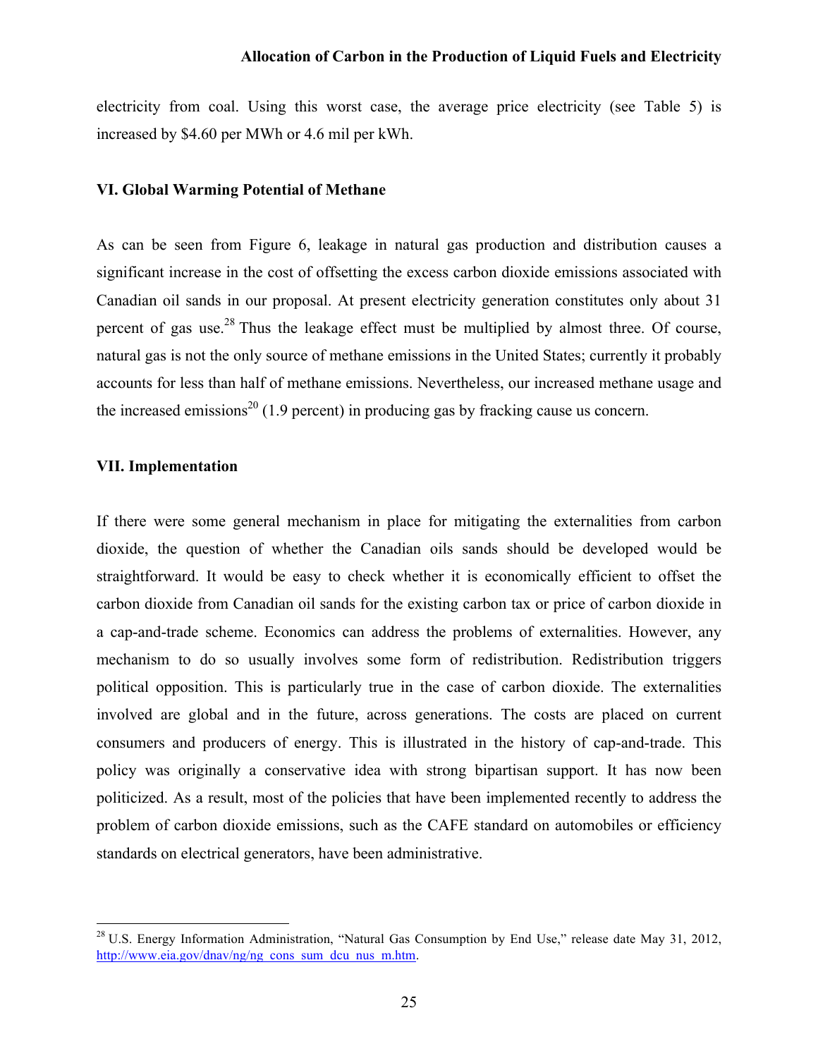electricity from coal. Using this worst case, the average price electricity (see Table 5) is increased by $4.60 per MWh or 4.6 mil per kWh.

## VI. Global Warming Potential of Methane

As can be seen from Figure 6, leakage in natural gas production and distribution causes a significant increase in the cost of offsetting the excess carbon dioxide emissions associated with Canadian oil sands in our proposal. At present electricity generation constitutes only about 31 percent of gas use.[28] Thus the leakage effect must be multiplied by almost three. Of course, natural gas is not the only source of methane emissions in the United States; currently it probably accounts for less than half of methane emissions. Nevertheless, our increased methane usage and the increased emissions[20] (1.9 percent) in producing gas by fracking cause us concern.

## VII. Implementation

If there were some general mechanism in place for mitigating the externalities from carbon dioxide, the question of whether the Canadian oils sands should be developed would be straightforward. It would be easy to check whether it is economically efficient to offset the carbon dioxide from Canadian oil sands for the existing carbon tax or price of carbon dioxide in a cap-and-trade scheme. Economics can address the problems of externalities. However, any mechanism to do so usually involves some form of redistribution. Redistribution triggers political opposition. This is particularly true in the case of carbon dioxide. The externalities involved are global and in the future, across generations. The costs are placed on current consumers and producers of energy. This is illustrated in the history of cap-and-trade. This policy was originally a conservative idea with strong bipartisan support. It has now been politicized. As a result, most of the policies that have been implemented recently to address the problem of carbon dioxide emissions, such as the CAFE standard on automobiles or efficiency standards on electrical generators, have been administrative.

---

[28] U.S. Energy Information Administration, "Natural Gas Consumption by End Use," release date May 31, 2012, http://www.eia.gov/dnav/ng/ng_cons_sum_dcu_nus_m.htm.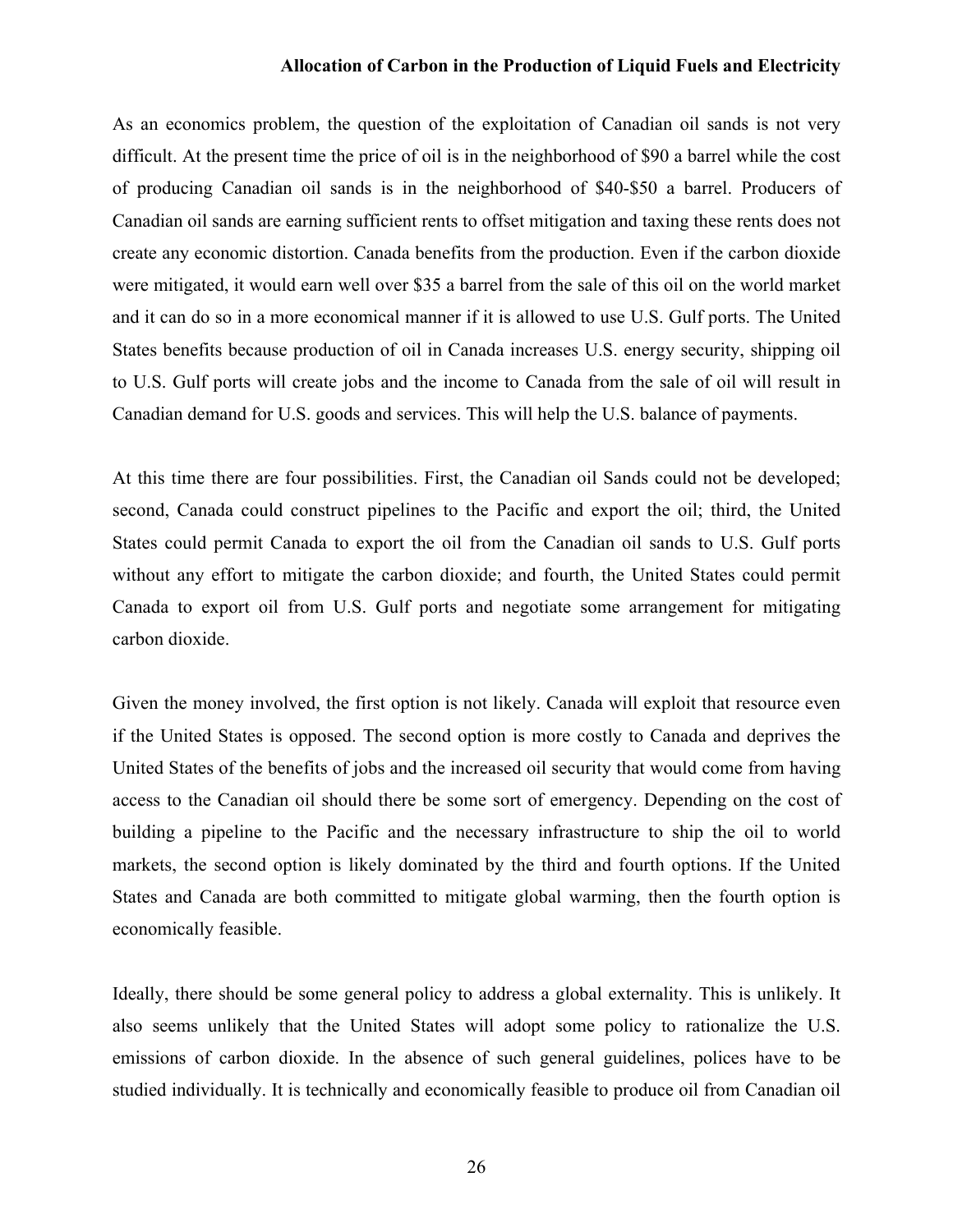As an economics problem, the question of the exploitation of Canadian oil sands is not very difficult. At the present time the price of oil is in the neighborhood of $90 a barrel while the cost of producing Canadian oil sands is in the neighborhood of $40-$50 a barrel. Producers of Canadian oil sands are earning sufficient rents to offset mitigation and taxing these rents does not create any economic distortion. Canada benefits from the production. Even if the carbon dioxide were mitigated, it would earn well over $35 a barrel from the sale of this oil on the world market and it can do so in a more economical manner if it is allowed to use U.S. Gulf ports. The United States benefits because production of oil in Canada increases U.S. energy security, shipping oil to U.S. Gulf ports will create jobs and the income to Canada from the sale of oil will result in Canadian demand for U.S. goods and services. This will help the U.S. balance of payments.

At this time there are four possibilities. First, the Canadian oil Sands could not be developed; second, Canada could construct pipelines to the Pacific and export the oil; third, the United States could permit Canada to export the oil from the Canadian oil sands to U.S. Gulf ports without any effort to mitigate the carbon dioxide; and fourth, the United States could permit Canada to export oil from U.S. Gulf ports and negotiate some arrangement for mitigating carbon dioxide.

Given the money involved, the first option is not likely. Canada will exploit that resource even if the United States is opposed. The second option is more costly to Canada and deprives the United States of the benefits of jobs and the increased oil security that would come from having access to the Canadian oil should there be some sort of emergency. Depending on the cost of building a pipeline to the Pacific and the necessary infrastructure to ship the oil to world markets, the second option is likely dominated by the third and fourth options. If the United States and Canada are both committed to mitigate global warming, then the fourth option is economically feasible.

Ideally, there should be some general policy to address a global externality. This is unlikely. It also seems unlikely that the United States will adopt some policy to rationalize the U.S. emissions of carbon dioxide. In the absence of such general guidelines, polices have to be studied individually. It is technically and economically feasible to produce oil from Canadian oil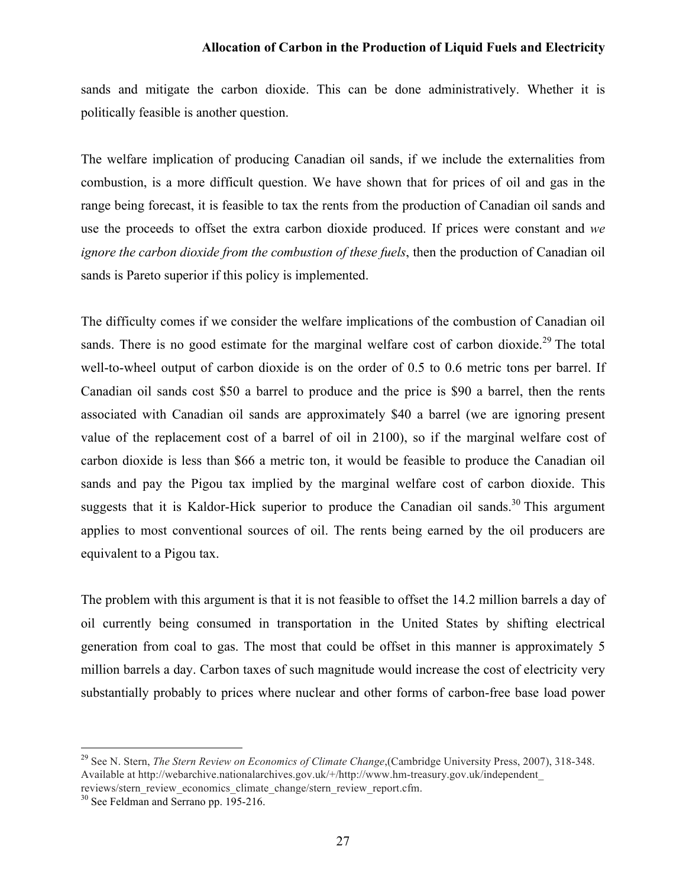sands and mitigate the carbon dioxide. This can be done administratively. Whether it is politically feasible is another question.

The welfare implication of producing Canadian oil sands, if we include the externalities from combustion, is a more difficult question. We have shown that for prices of oil and gas in the range being forecast, it is feasible to tax the rents from the production of Canadian oil sands and use the proceeds to offset the extra carbon dioxide produced. If prices were constant and *we ignore the carbon dioxide from the combustion of these fuels*, then the production of Canadian oil sands is Pareto superior if this policy is implemented.

The difficulty comes if we consider the welfare implications of the combustion of Canadian oil sands. There is no good estimate for the marginal welfare cost of carbon dioxide.[29] The total well-to-wheel output of carbon dioxide is on the order of 0.5 to 0.6 metric tons per barrel. If Canadian oil sands cost \$50 a barrel to produce and the price is \$90 a barrel, then the rents associated with Canadian oil sands are approximately \$40 a barrel (we are ignoring present value of the replacement cost of a barrel of oil in 2100), so if the marginal welfare cost of carbon dioxide is less than \$66 a metric ton, it would be feasible to produce the Canadian oil sands and pay the Pigou tax implied by the marginal welfare cost of carbon dioxide. This suggests that it is Kaldor-Hick superior to produce the Canadian oil sands.[30] This argument applies to most conventional sources of oil. The rents being earned by the oil producers are equivalent to a Pigou tax.

The problem with this argument is that it is not feasible to offset the 14.2 million barrels a day of oil currently being consumed in transportation in the United States by shifting electrical generation from coal to gas. The most that could be offset in this manner is approximately 5 million barrels a day. Carbon taxes of such magnitude would increase the cost of electricity very substantially probably to prices where nuclear and other forms of carbon-free base load power

---

[29] See N. Stern, *The Stern Review on Economics of Climate Change*,(Cambridge University Press, 2007), 318-348. Available at http://webarchive.nationalarchives.gov.uk/+/http://www.hm-treasury.gov.uk/independent_reviews/stern_review_economics_climate_change/stern_review_report.cfm.

[30] See Feldman and Serrano pp. 195-216.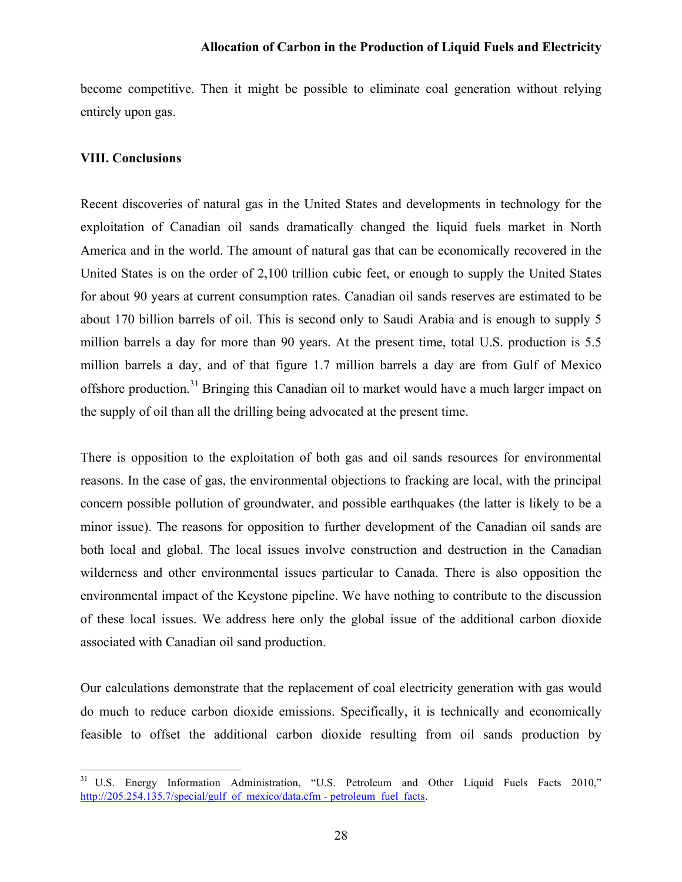become competitive. Then it might be possible to eliminate coal generation without relying entirely upon gas.

## VIII. Conclusions

Recent discoveries of natural gas in the United States and developments in technology for the exploitation of Canadian oil sands dramatically changed the liquid fuels market in North America and in the world. The amount of natural gas that can be economically recovered in the United States is on the order of 2,100 trillion cubic feet, or enough to supply the United States for about 90 years at current consumption rates. Canadian oil sands reserves are estimated to be about 170 billion barrels of oil. This is second only to Saudi Arabia and is enough to supply 5 million barrels a day for more than 90 years. At the present time, total U.S. production is 5.5 million barrels a day, and of that figure 1.7 million barrels a day are from Gulf of Mexico offshore production.[31] Bringing this Canadian oil to market would have a much larger impact on the supply of oil than all the drilling being advocated at the present time.

There is opposition to the exploitation of both gas and oil sands resources for environmental reasons. In the case of gas, the environmental objections to fracking are local, with the principal concern possible pollution of groundwater, and possible earthquakes (the latter is likely to be a minor issue). The reasons for opposition to further development of the Canadian oil sands are both local and global. The local issues involve construction and destruction in the Canadian wilderness and other environmental issues particular to Canada. There is also opposition the environmental impact of the Keystone pipeline. We have nothing to contribute to the discussion of these local issues. We address here only the global issue of the additional carbon dioxide associated with Canadian oil sand production.

Our calculations demonstrate that the replacement of coal electricity generation with gas would do much to reduce carbon dioxide emissions. Specifically, it is technically and economically feasible to offset the additional carbon dioxide resulting from oil sands production by

---

[31] U.S. Energy Information Administration, "U.S. Petroleum and Other Liquid Fuels Facts 2010," http://205.254.135.7/special/gulf_of_mexico/data.cfm - petroleum_fuel_facts.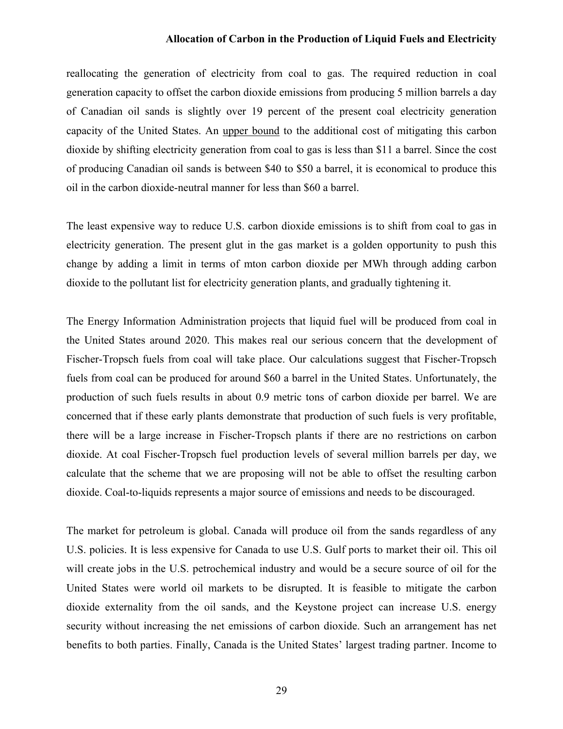reallocating the generation of electricity from coal to gas. The required reduction in coal generation capacity to offset the carbon dioxide emissions from producing 5 million barrels a day of Canadian oil sands is slightly over 19 percent of the present coal electricity generation capacity of the United States. An <u>upper bound</u> to the additional cost of mitigating this carbon dioxide by shifting electricity generation from coal to gas is less than $11 a barrel. Since the cost of producing Canadian oil sands is between $40 to $50 a barrel, it is economical to produce this oil in the carbon dioxide-neutral manner for less than $60 a barrel.

The least expensive way to reduce U.S. carbon dioxide emissions is to shift from coal to gas in electricity generation. The present glut in the gas market is a golden opportunity to push this change by adding a limit in terms of mton carbon dioxide per MWh through adding carbon dioxide to the pollutant list for electricity generation plants, and gradually tightening it.

The Energy Information Administration projects that liquid fuel will be produced from coal in the United States around 2020. This makes real our serious concern that the development of Fischer-Tropsch fuels from coal will take place. Our calculations suggest that Fischer-Tropsch fuels from coal can be produced for around $60 a barrel in the United States. Unfortunately, the production of such fuels results in about 0.9 metric tons of carbon dioxide per barrel. We are concerned that if these early plants demonstrate that production of such fuels is very profitable, there will be a large increase in Fischer-Tropsch plants if there are no restrictions on carbon dioxide. At coal Fischer-Tropsch fuel production levels of several million barrels per day, we calculate that the scheme that we are proposing will not be able to offset the resulting carbon dioxide. Coal-to-liquids represents a major source of emissions and needs to be discouraged.

The market for petroleum is global. Canada will produce oil from the sands regardless of any U.S. policies. It is less expensive for Canada to use U.S. Gulf ports to market their oil. This oil will create jobs in the U.S. petrochemical industry and would be a secure source of oil for the United States were world oil markets to be disrupted. It is feasible to mitigate the carbon dioxide externality from the oil sands, and the Keystone project can increase U.S. energy security without increasing the net emissions of carbon dioxide. Such an arrangement has net benefits to both parties. Finally, Canada is the United States' largest trading partner. Income to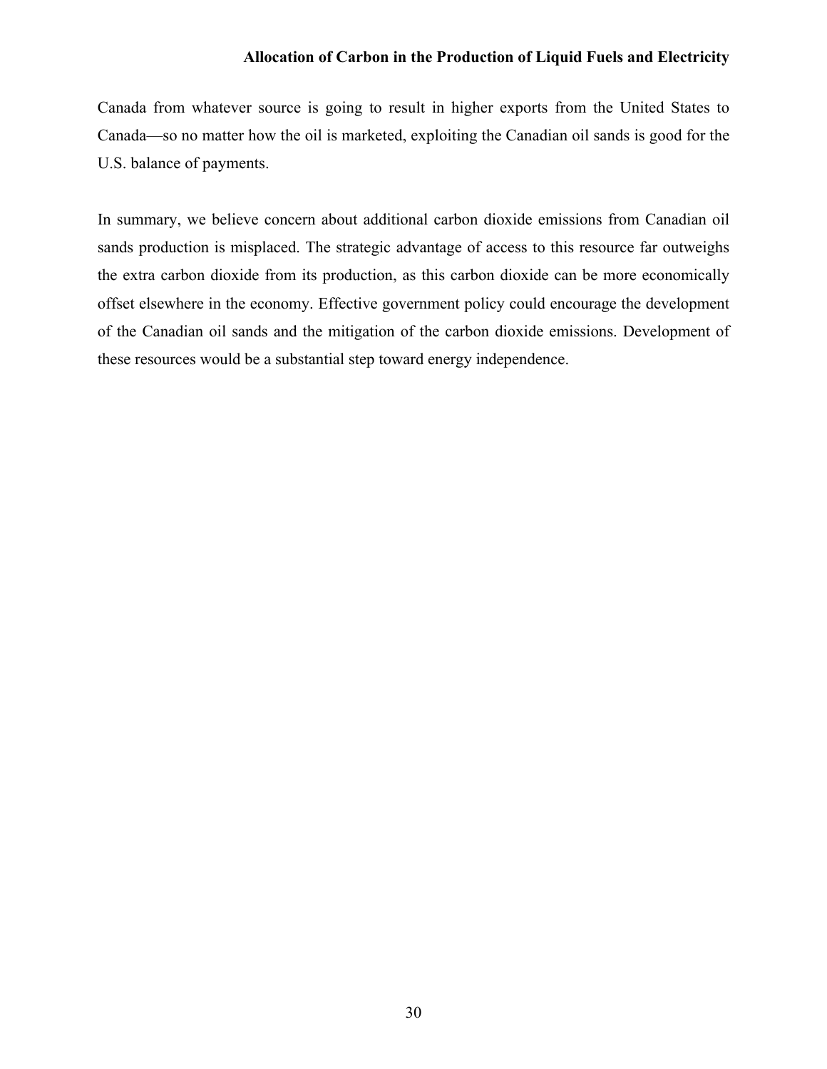Canada from whatever source is going to result in higher exports from the United States to Canada—so no matter how the oil is marketed, exploiting the Canadian oil sands is good for the U.S. balance of payments.

In summary, we believe concern about additional carbon dioxide emissions from Canadian oil sands production is misplaced. The strategic advantage of access to this resource far outweighs the extra carbon dioxide from its production, as this carbon dioxide can be more economically offset elsewhere in the economy. Effective government policy could encourage the development of the Canadian oil sands and the mitigation of the carbon dioxide emissions. Development of these resources would be a substantial step toward energy independence.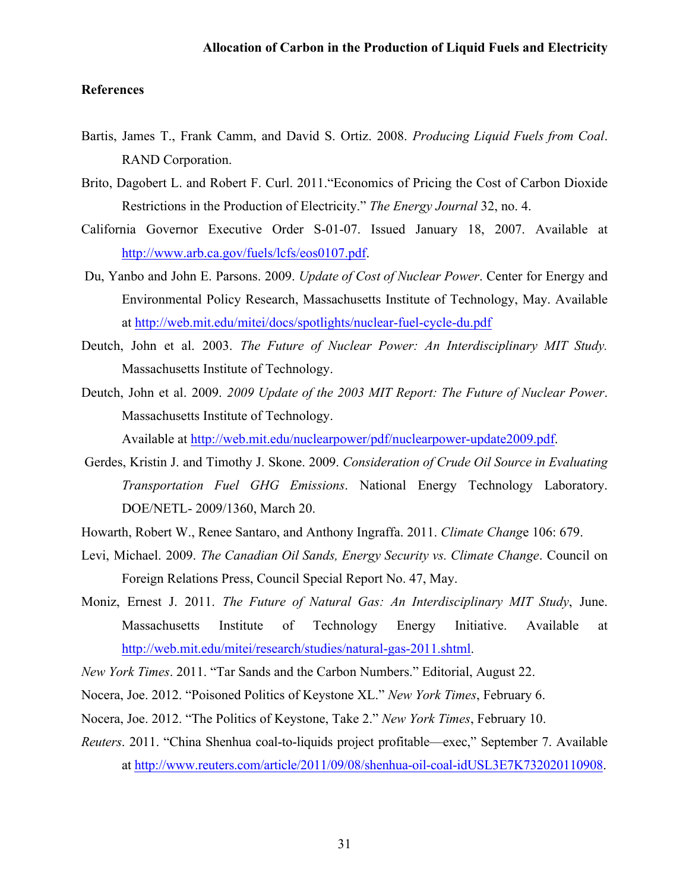## References

Bartis, James T., Frank Camm, and David S. Ortiz. 2008. *Producing Liquid Fuels from Coal*. RAND Corporation.

Brito, Dagobert L. and Robert F. Curl. 2011."Economics of Pricing the Cost of Carbon Dioxide Restrictions in the Production of Electricity." *The Energy Journal* 32, no. 4.

California Governor Executive Order S-01-07. Issued January 18, 2007. Available at http://www.arb.ca.gov/fuels/lcfs/eos0107.pdf.

Du, Yanbo and John E. Parsons. 2009. *Update of Cost of Nuclear Power*. Center for Energy and Environmental Policy Research, Massachusetts Institute of Technology, May. Available at http://web.mit.edu/mitei/docs/spotlights/nuclear-fuel-cycle-du.pdf

Deutch, John et al. 2003. *The Future of Nuclear Power: An Interdisciplinary MIT Study.* Massachusetts Institute of Technology.

Deutch, John et al. 2009. *2009 Update of the 2003 MIT Report: The Future of Nuclear Power*. Massachusetts Institute of Technology. Available at http://web.mit.edu/nuclearpower/pdf/nuclearpower-update2009.pdf.

Gerdes, Kristin J. and Timothy J. Skone. 2009. *Consideration of Crude Oil Source in Evaluating Transportation Fuel GHG Emissions*. National Energy Technology Laboratory. DOE/NETL- 2009/1360, March 20.

Howarth, Robert W., Renee Santaro, and Anthony Ingraffa. 2011. *Climate Change* 106: 679.

Levi, Michael. 2009. *The Canadian Oil Sands, Energy Security vs. Climate Change*. Council on Foreign Relations Press, Council Special Report No. 47, May.

Moniz, Ernest J. 2011. *The Future of Natural Gas: An Interdisciplinary MIT Study*, June. Massachusetts Institute of Technology Energy Initiative. Available at http://web.mit.edu/mitei/research/studies/natural-gas-2011.shtml.

*New York Times*. 2011. "Tar Sands and the Carbon Numbers." Editorial, August 22.

Nocera, Joe. 2012. "Poisoned Politics of Keystone XL." *New York Times*, February 6.

Nocera, Joe. 2012. "The Politics of Keystone, Take 2." *New York Times*, February 10.

*Reuters*. 2011. "China Shenhua coal-to-liquids project profitable—exec," September 7. Available at http://www.reuters.com/article/2011/09/08/shenhua-oil-coal-idUSL3E7K732020110908.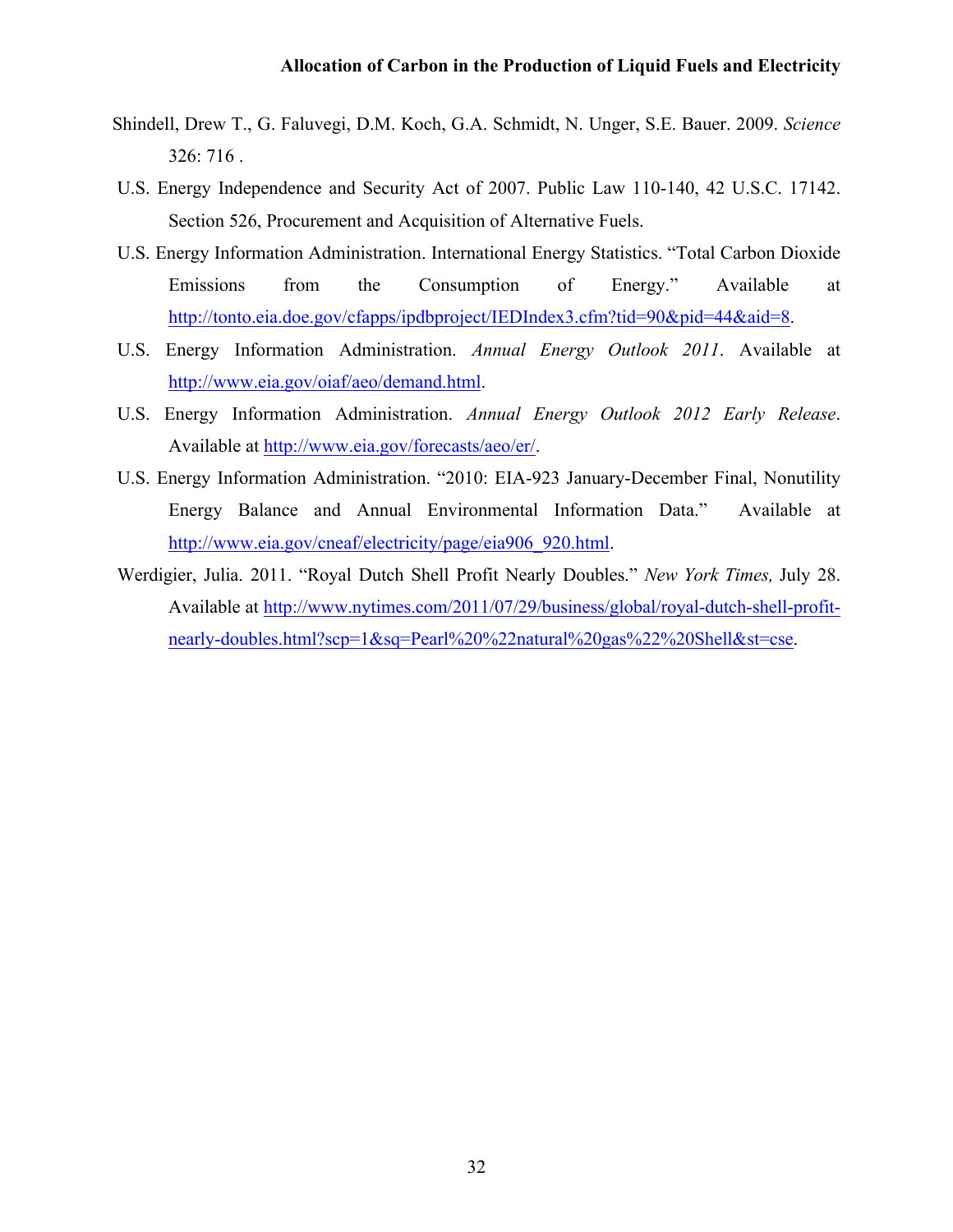Shindell, Drew T., G. Faluvegi, D.M. Koch, G.A. Schmidt, N. Unger, S.E. Bauer. 2009. *Science* 326: 716 .

U.S. Energy Independence and Security Act of 2007. Public Law 110-140, 42 U.S.C. 17142. Section 526, Procurement and Acquisition of Alternative Fuels.

U.S. Energy Information Administration. International Energy Statistics. "Total Carbon Dioxide Emissions from the Consumption of Energy." Available at http://tonto.eia.doe.gov/cfapps/ipdbproject/IEDIndex3.cfm?tid=90&pid=44&aid=8.

U.S. Energy Information Administration. *Annual Energy Outlook 2011*. Available at http://www.eia.gov/oiaf/aeo/demand.html.

U.S. Energy Information Administration. *Annual Energy Outlook 2012 Early Release*. Available at http://www.eia.gov/forecasts/aeo/er/.

U.S. Energy Information Administration. "2010: EIA-923 January-December Final, Nonutility Energy Balance and Annual Environmental Information Data." Available at http://www.eia.gov/cneaf/electricity/page/eia906_920.html.

Werdigier, Julia. 2011. "Royal Dutch Shell Profit Nearly Doubles." *New York Times,* July 28. Available at http://www.nytimes.com/2011/07/29/business/global/royal-dutch-shell-profit-nearly-doubles.html?scp=1&sq=Pearl%20%22natural%20gas%22%20Shell&st=cse.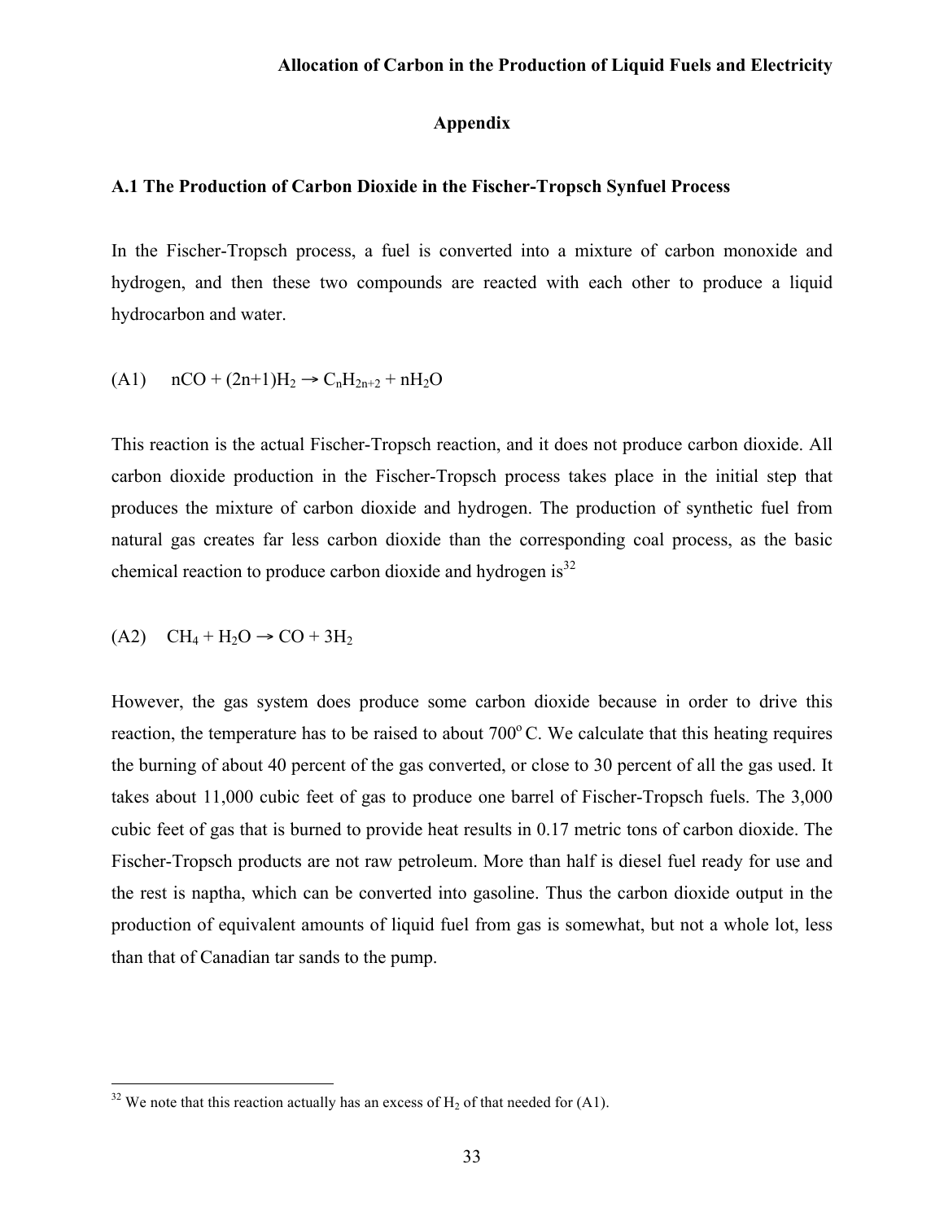## Appendix

### A.1 The Production of Carbon Dioxide in the Fischer-Tropsch Synfuel Process

In the Fischer-Tropsch process, a fuel is converted into a mixture of carbon monoxide and hydrogen, and then these two compounds are reacted with each other to produce a liquid hydrocarbon and water.

(A1) $nCO + (2n+1)H_2 \rightarrow C_nH_{2n+2} + nH_2O$

This reaction is the actual Fischer-Tropsch reaction, and it does not produce carbon dioxide. All carbon dioxide production in the Fischer-Tropsch process takes place in the initial step that produces the mixture of carbon dioxide and hydrogen. The production of synthetic fuel from natural gas creates far less carbon dioxide than the corresponding coal process, as the basic chemical reaction to produce carbon dioxide and hydrogen is[32]

(A2) $CH_4 + H_2O \rightarrow CO + 3H_2$

However, the gas system does produce some carbon dioxide because in order to drive this reaction, the temperature has to be raised to about 700$^{o}$ C. We calculate that this heating requires the burning of about 40 percent of the gas converted, or close to 30 percent of all the gas used. It takes about 11,000 cubic feet of gas to produce one barrel of Fischer-Tropsch fuels. The 3,000 cubic feet of gas that is burned to provide heat results in 0.17 metric tons of carbon dioxide. The Fischer-Tropsch products are not raw petroleum. More than half is diesel fuel ready for use and the rest is naptha, which can be converted into gasoline. Thus the carbon dioxide output in the production of equivalent amounts of liquid fuel from gas is somewhat, but not a whole lot, less than that of Canadian tar sands to the pump.

---

[32] We note that this reaction actually has an excess of $H_2$ of that needed for (A1).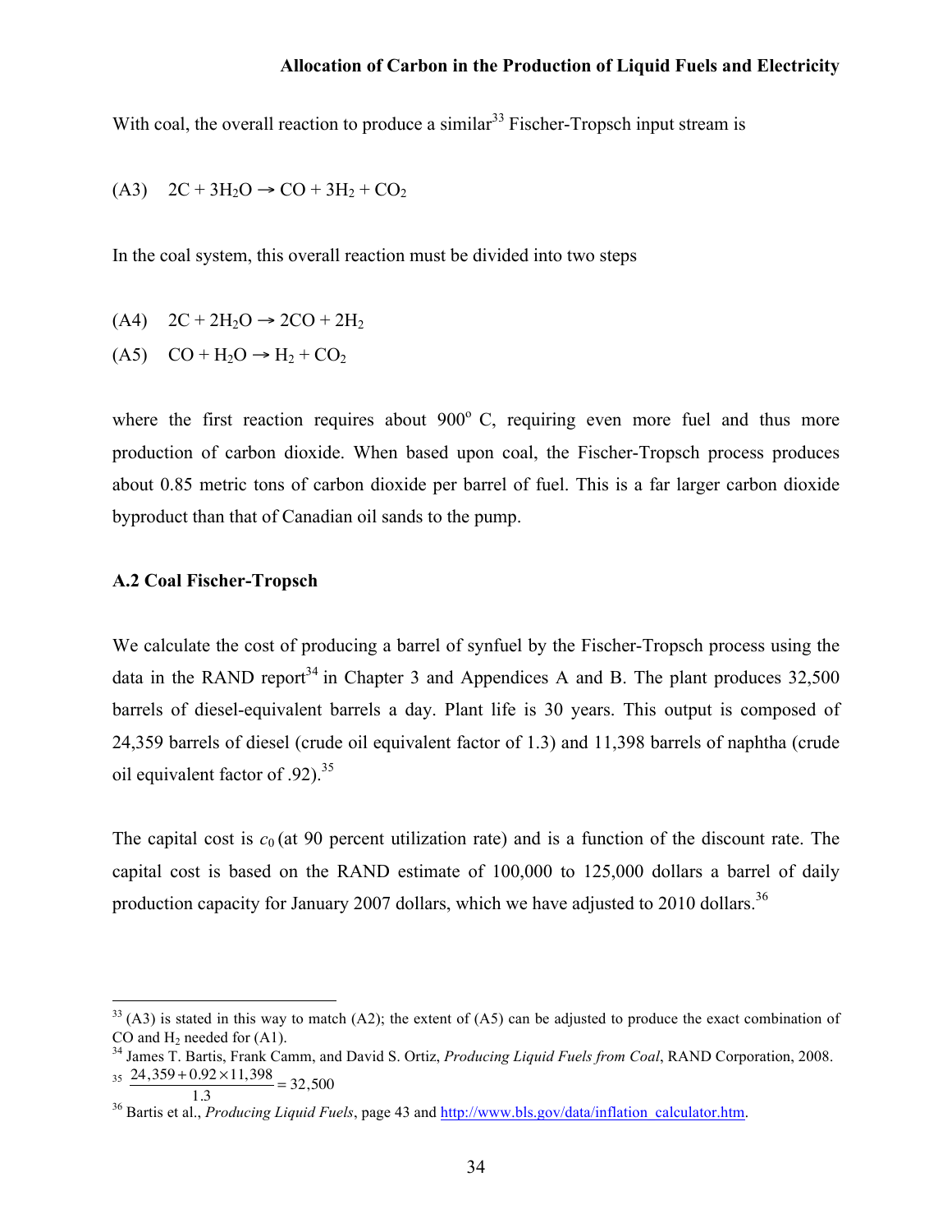With coal, the overall reaction to produce a similar[33] Fischer-Tropsch input stream is

(A3) $2C + 3H_2O \rightarrow CO + 3H_2 + CO_2$

In the coal system, this overall reaction must be divided into two steps

(A4) $2C + 2H_2O \rightarrow 2CO + 2H_2$

(A5) $CO + H_2O \rightarrow H_2 + CO_2$

where the first reaction requires about 900$^{o}$ C, requiring even more fuel and thus more production of carbon dioxide. When based upon coal, the Fischer-Tropsch process produces about 0.85 metric tons of carbon dioxide per barrel of fuel. This is a far larger carbon dioxide byproduct than that of Canadian oil sands to the pump.

### A.2 Coal Fischer-Tropsch

We calculate the cost of producing a barrel of synfuel by the Fischer-Tropsch process using the data in the RAND report[34] in Chapter 3 and Appendices A and B. The plant produces 32,500 barrels of diesel-equivalent barrels a day. Plant life is 30 years. This output is composed of 24,359 barrels of diesel (crude oil equivalent factor of 1.3) and 11,398 barrels of naphtha (crude oil equivalent factor of .92).[35]

The capital cost is $c_0$ (at 90 percent utilization rate) and is a function of the discount rate. The capital cost is based on the RAND estimate of 100,000 to 125,000 dollars a barrel of daily production capacity for January 2007 dollars, which we have adjusted to 2010 dollars.[36]

---

[33] (A3) is stated in this way to match (A2); the extent of (A5) can be adjusted to produce the exact combination of CO and $H_2$ needed for (A1).

[34] James T. Bartis, Frank Camm, and David S. Ortiz, *Producing Liquid Fuels from Coal*, RAND Corporation, 2008.

[35] $\frac{24,359 + 0.92 \times 11,398}{1.3} = 32,500$

[36] Bartis et al., *Producing Liquid Fuels*, page 43 and http://www.bls.gov/data/inflation_calculator.htm.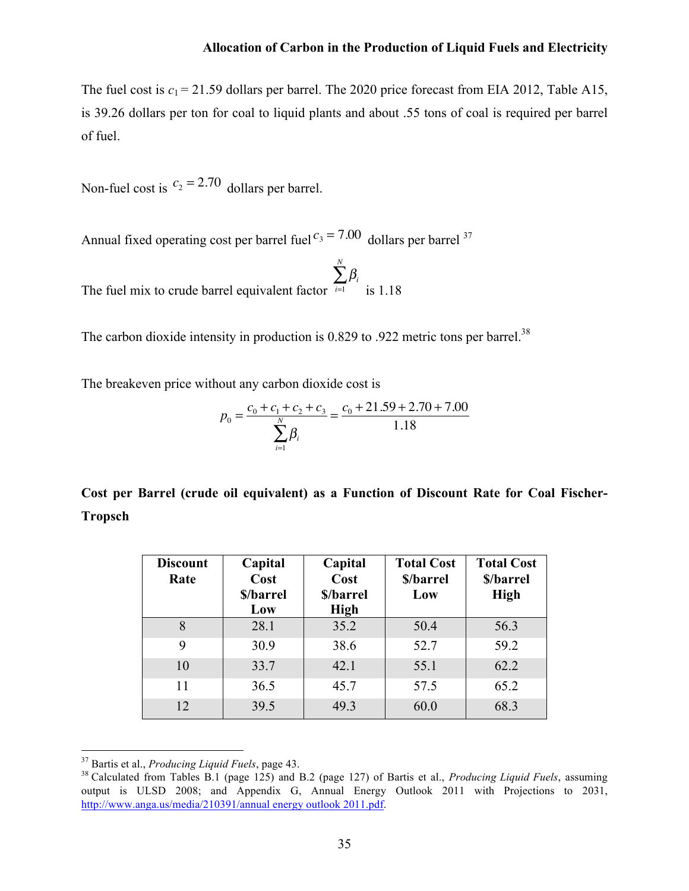The fuel cost is $c_1 = 21.59$ dollars per barrel. The 2020 price forecast from EIA 2012, Table A15, is 39.26 dollars per ton for coal to liquid plants and about .55 tons of coal is required per barrel of fuel.

Non-fuel cost is $c_2 = 2.70$ dollars per barrel.

Annual fixed operating cost per barrel fuel $c_3 = 7.00$ dollars per barrel [37]

The fuel mix to crude barrel equivalent factor $\sum_{i=1}^{N} \beta_i$ is 1.18

The carbon dioxide intensity in production is 0.829 to .922 metric tons per barrel.[38]

The breakeven price without any carbon dioxide cost is

$$p_0 = \frac{c_0 + c_1 + c_2 + c_3}{\sum_{i=1}^{N} \beta_i} = \frac{c_0 + 21.59 + 2.70 + 7.00}{1.18}$$

**Cost per Barrel (crude oil equivalent) as a Function of Discount Rate for Coal Fischer-Tropsch**

| Discount Rate | Capital Cost \$/barrel Low | Capital Cost \$/barrel High | Total Cost \$/barrel Low | Total Cost \$/barrel High |
|---|---|---|---|---|
| 8 | 28.1 | 35.2 | 50.4 | 56.3 |
| 9 | 30.9 | 38.6 | 52.7 | 59.2 |
| 10 | 33.7 | 42.1 | 55.1 | 62.2 |
| 11 | 36.5 | 45.7 | 57.5 | 65.2 |
| 12 | 39.5 | 49.3 | 60.0 | 68.3 |

[37] Bartis et al., *Producing Liquid Fuels*, page 43.

[38] Calculated from Tables B.1 (page 125) and B.2 (page 127) of Bartis et al., *Producing Liquid Fuels*, assuming output is ULSD 2008; and Appendix G, Annual Energy Outlook 2011 with Projections to 2031, http://www.anga.us/media/210391/annual energy outlook 2011.pdf.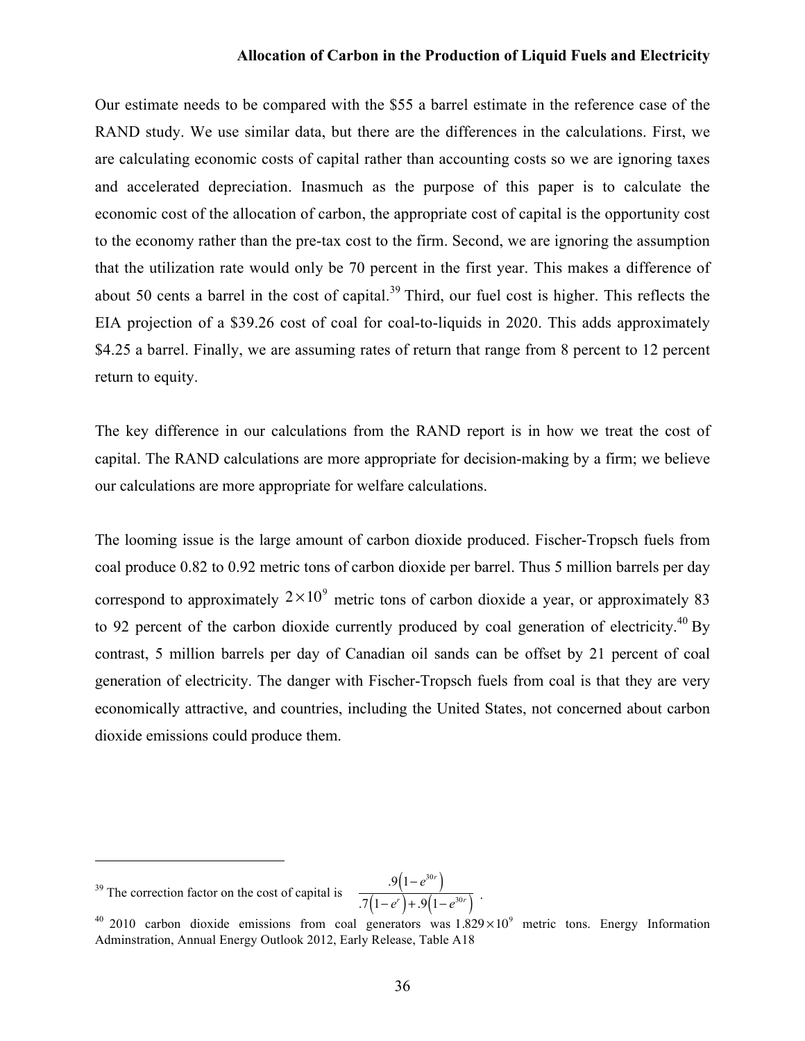Our estimate needs to be compared with the \$55 a barrel estimate in the reference case of the RAND study. We use similar data, but there are the differences in the calculations. First, we are calculating economic costs of capital rather than accounting costs so we are ignoring taxes and accelerated depreciation. Inasmuch as the purpose of this paper is to calculate the economic cost of the allocation of carbon, the appropriate cost of capital is the opportunity cost to the economy rather than the pre-tax cost to the firm. Second, we are ignoring the assumption that the utilization rate would only be 70 percent in the first year. This makes a difference of about 50 cents a barrel in the cost of capital.[39] Third, our fuel cost is higher. This reflects the EIA projection of a \$39.26 cost of coal for coal-to-liquids in 2020. This adds approximately \$4.25 a barrel. Finally, we are assuming rates of return that range from 8 percent to 12 percent return to equity.

The key difference in our calculations from the RAND report is in how we treat the cost of capital. The RAND calculations are more appropriate for decision-making by a firm; we believe our calculations are more appropriate for welfare calculations.

The looming issue is the large amount of carbon dioxide produced. Fischer-Tropsch fuels from coal produce 0.82 to 0.92 metric tons of carbon dioxide per barrel. Thus 5 million barrels per day correspond to approximately $2 \times 10^9$ metric tons of carbon dioxide a year, or approximately 83 to 92 percent of the carbon dioxide currently produced by coal generation of electricity.[40] By contrast, 5 million barrels per day of Canadian oil sands can be offset by 21 percent of coal generation of electricity. The danger with Fischer-Tropsch fuels from coal is that they are very economically attractive, and countries, including the United States, not concerned about carbon dioxide emissions could produce them.

---

[39] The correction factor on the cost of capital is $\dfrac{.9\left(1-e^{30r}\right)}{.7\left(1-e^{r}\right)+.9\left(1-e^{30r}\right)}$ .

[40] 2010 carbon dioxide emissions from coal generators was $1.829 \times 10^9$ metric tons. Energy Information Adminstration, Annual Energy Outlook 2012, Early Release, Table A18